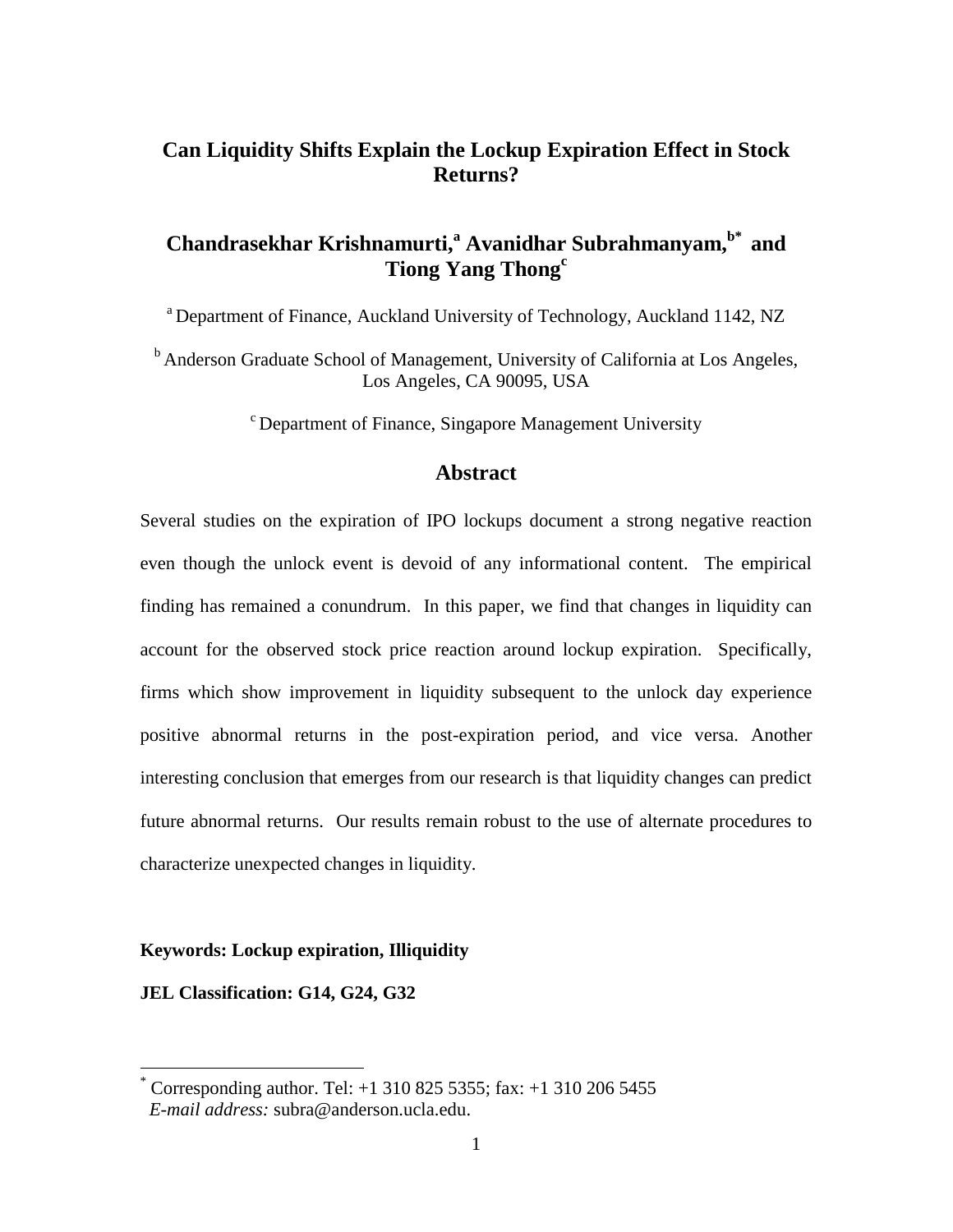# Can Liquidity Shifts Explain the Lockup Expiration Effect in Stock Returns?

**Chandrasekhar Krishnamurti,[a] Avanidhar Subrahmanyam,[b*] and Tiong Yang Thong[c]**

[a] Department of Finance, Auckland University of Technology, Auckland 1142, NZ

[b] Anderson Graduate School of Management, University of California at Los Angeles, Los Angeles, CA 90095, USA

[c] Department of Finance, Singapore Management University

## Abstract

Several studies on the expiration of IPO lockups document a strong negative reaction even though the unlock event is devoid of any informational content. The empirical finding has remained a conundrum. In this paper, we find that changes in liquidity can account for the observed stock price reaction around lockup expiration. Specifically, firms which show improvement in liquidity subsequent to the unlock day experience positive abnormal returns in the post-expiration period, and vice versa. Another interesting conclusion that emerges from our research is that liquidity changes can predict future abnormal returns. Our results remain robust to the use of alternate procedures to characterize unexpected changes in liquidity.

**Keywords: Lockup expiration, Illiquidity**

**JEL Classification: G14, G24, G32**

---

[*] Corresponding author. Tel: +1 310 825 5355; fax: +1 310 206 5455
*E-mail address:* subra@anderson.ucla.edu.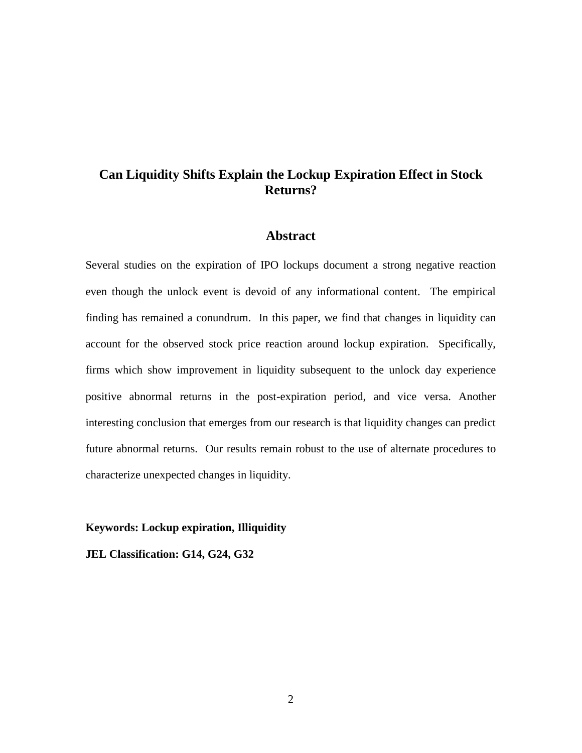# Can Liquidity Shifts Explain the Lockup Expiration Effect in Stock Returns?

## Abstract

Several studies on the expiration of IPO lockups document a strong negative reaction even though the unlock event is devoid of any informational content. The empirical finding has remained a conundrum. In this paper, we find that changes in liquidity can account for the observed stock price reaction around lockup expiration. Specifically, firms which show improvement in liquidity subsequent to the unlock day experience positive abnormal returns in the post-expiration period, and vice versa. Another interesting conclusion that emerges from our research is that liquidity changes can predict future abnormal returns. Our results remain robust to the use of alternate procedures to characterize unexpected changes in liquidity.

**Keywords: Lockup expiration, Illiquidity**

**JEL Classification: G14, G24, G32**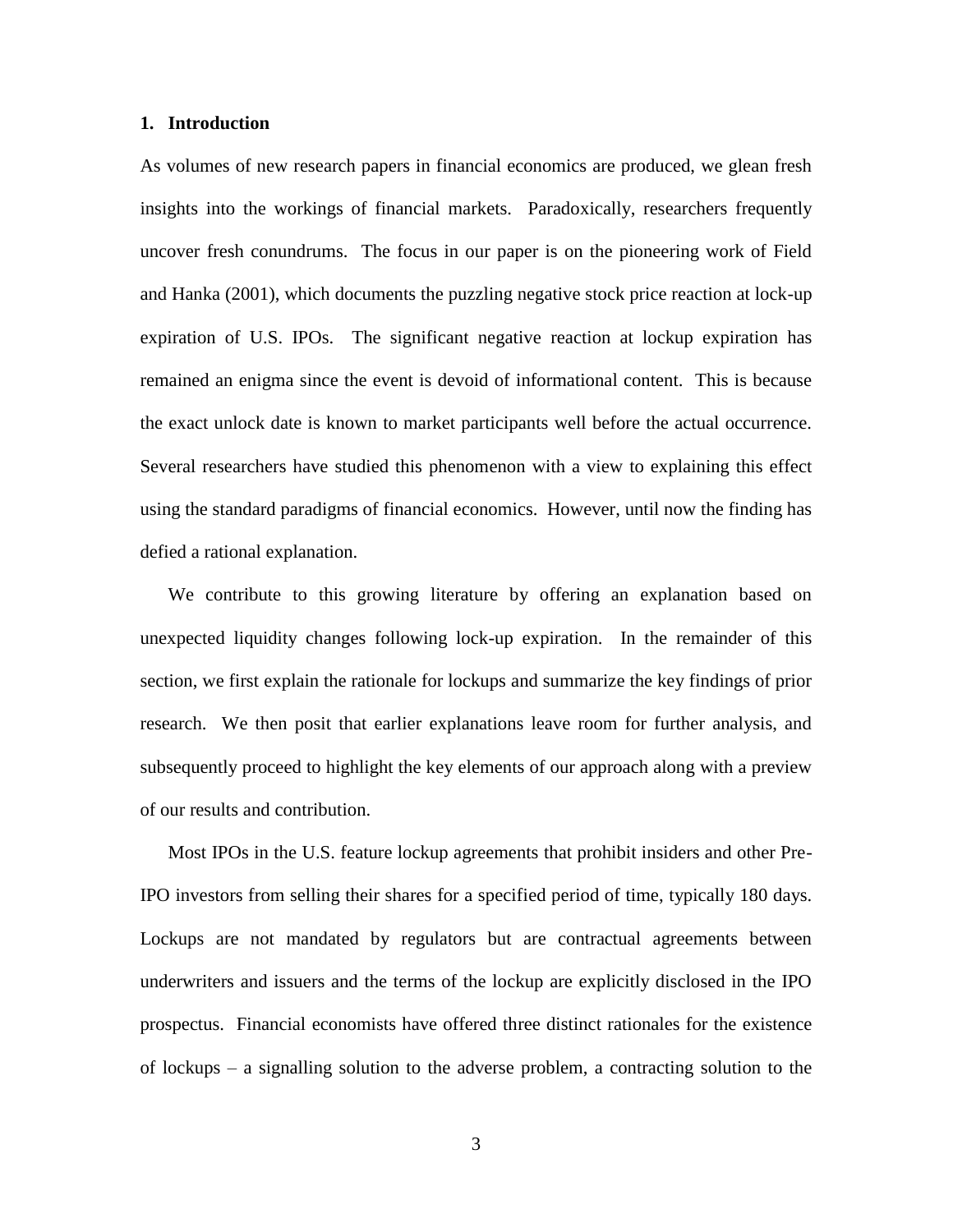## 1. Introduction

As volumes of new research papers in financial economics are produced, we glean fresh insights into the workings of financial markets. Paradoxically, researchers frequently uncover fresh conundrums. The focus in our paper is on the pioneering work of Field and Hanka (2001), which documents the puzzling negative stock price reaction at lock-up expiration of U.S. IPOs. The significant negative reaction at lockup expiration has remained an enigma since the event is devoid of informational content. This is because the exact unlock date is known to market participants well before the actual occurrence. Several researchers have studied this phenomenon with a view to explaining this effect using the standard paradigms of financial economics. However, until now the finding has defied a rational explanation.

We contribute to this growing literature by offering an explanation based on unexpected liquidity changes following lock-up expiration. In the remainder of this section, we first explain the rationale for lockups and summarize the key findings of prior research. We then posit that earlier explanations leave room for further analysis, and subsequently proceed to highlight the key elements of our approach along with a preview of our results and contribution.

Most IPOs in the U.S. feature lockup agreements that prohibit insiders and other Pre-IPO investors from selling their shares for a specified period of time, typically 180 days. Lockups are not mandated by regulators but are contractual agreements between underwriters and issuers and the terms of the lockup are explicitly disclosed in the IPO prospectus. Financial economists have offered three distinct rationales for the existence of lockups – a signalling solution to the adverse problem, a contracting solution to the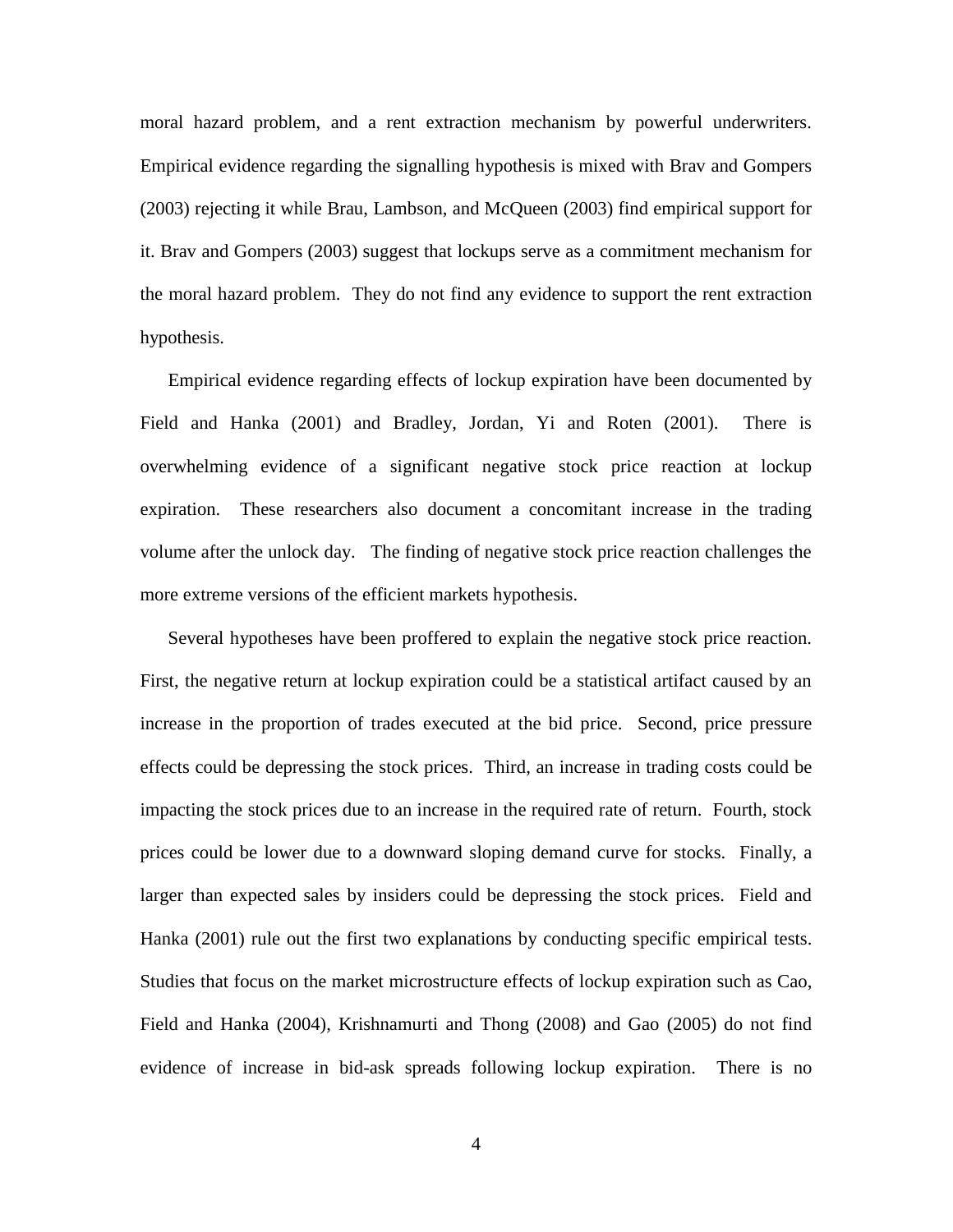moral hazard problem, and a rent extraction mechanism by powerful underwriters. Empirical evidence regarding the signalling hypothesis is mixed with Brav and Gompers (2003) rejecting it while Brau, Lambson, and McQueen (2003) find empirical support for it. Brav and Gompers (2003) suggest that lockups serve as a commitment mechanism for the moral hazard problem. They do not find any evidence to support the rent extraction hypothesis.

Empirical evidence regarding effects of lockup expiration have been documented by Field and Hanka (2001) and Bradley, Jordan, Yi and Roten (2001). There is overwhelming evidence of a significant negative stock price reaction at lockup expiration. These researchers also document a concomitant increase in the trading volume after the unlock day. The finding of negative stock price reaction challenges the more extreme versions of the efficient markets hypothesis.

Several hypotheses have been proffered to explain the negative stock price reaction. First, the negative return at lockup expiration could be a statistical artifact caused by an increase in the proportion of trades executed at the bid price. Second, price pressure effects could be depressing the stock prices. Third, an increase in trading costs could be impacting the stock prices due to an increase in the required rate of return. Fourth, stock prices could be lower due to a downward sloping demand curve for stocks. Finally, a larger than expected sales by insiders could be depressing the stock prices. Field and Hanka (2001) rule out the first two explanations by conducting specific empirical tests. Studies that focus on the market microstructure effects of lockup expiration such as Cao, Field and Hanka (2004), Krishnamurti and Thong (2008) and Gao (2005) do not find evidence of increase in bid-ask spreads following lockup expiration. There is no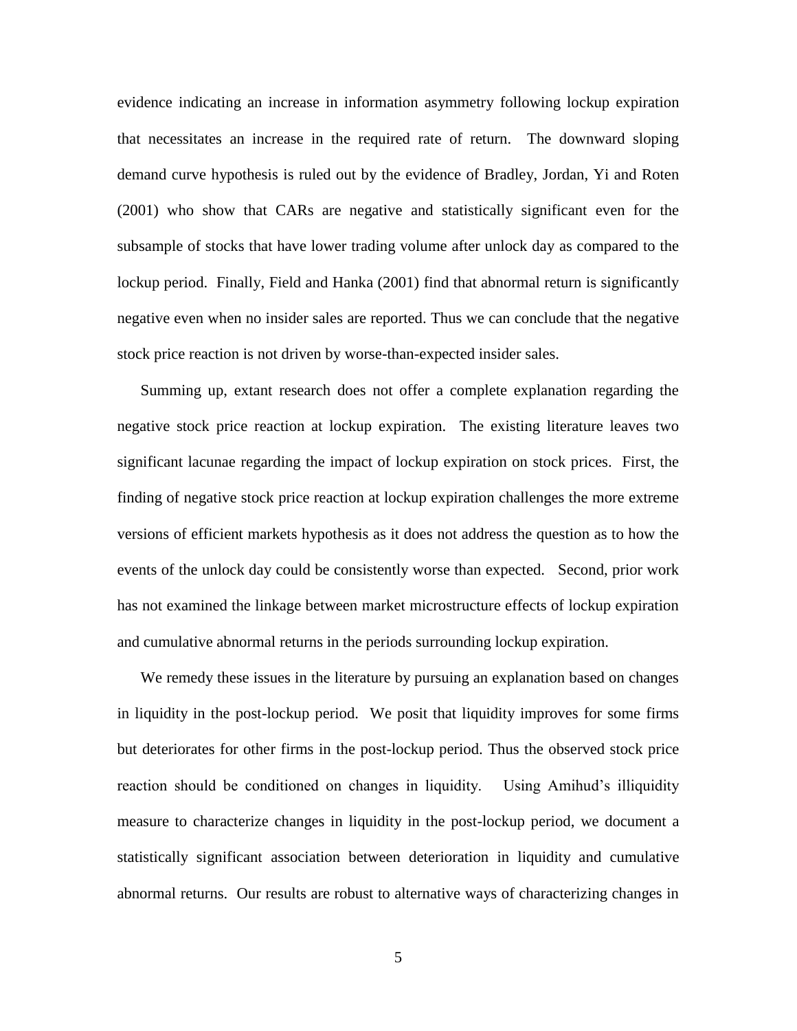evidence indicating an increase in information asymmetry following lockup expiration that necessitates an increase in the required rate of return. The downward sloping demand curve hypothesis is ruled out by the evidence of Bradley, Jordan, Yi and Roten (2001) who show that CARs are negative and statistically significant even for the subsample of stocks that have lower trading volume after unlock day as compared to the lockup period. Finally, Field and Hanka (2001) find that abnormal return is significantly negative even when no insider sales are reported. Thus we can conclude that the negative stock price reaction is not driven by worse-than-expected insider sales.

Summing up, extant research does not offer a complete explanation regarding the negative stock price reaction at lockup expiration. The existing literature leaves two significant lacunae regarding the impact of lockup expiration on stock prices. First, the finding of negative stock price reaction at lockup expiration challenges the more extreme versions of efficient markets hypothesis as it does not address the question as to how the events of the unlock day could be consistently worse than expected. Second, prior work has not examined the linkage between market microstructure effects of lockup expiration and cumulative abnormal returns in the periods surrounding lockup expiration.

We remedy these issues in the literature by pursuing an explanation based on changes in liquidity in the post-lockup period. We posit that liquidity improves for some firms but deteriorates for other firms in the post-lockup period. Thus the observed stock price reaction should be conditioned on changes in liquidity. Using Amihud's illiquidity measure to characterize changes in liquidity in the post-lockup period, we document a statistically significant association between deterioration in liquidity and cumulative abnormal returns. Our results are robust to alternative ways of characterizing changes in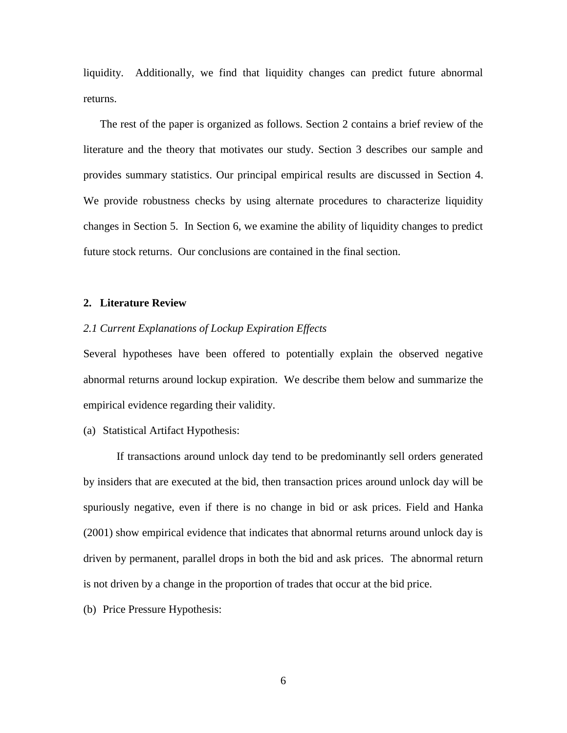liquidity. Additionally, we find that liquidity changes can predict future abnormal returns.

The rest of the paper is organized as follows. Section 2 contains a brief review of the literature and the theory that motivates our study. Section 3 describes our sample and provides summary statistics. Our principal empirical results are discussed in Section 4. We provide robustness checks by using alternate procedures to characterize liquidity changes in Section 5. In Section 6, we examine the ability of liquidity changes to predict future stock returns. Our conclusions are contained in the final section.

## 2. Literature Review

### *2.1 Current Explanations of Lockup Expiration Effects*

Several hypotheses have been offered to potentially explain the observed negative abnormal returns around lockup expiration. We describe them below and summarize the empirical evidence regarding their validity.

(a) Statistical Artifact Hypothesis:

If transactions around unlock day tend to be predominantly sell orders generated by insiders that are executed at the bid, then transaction prices around unlock day will be spuriously negative, even if there is no change in bid or ask prices. Field and Hanka (2001) show empirical evidence that indicates that abnormal returns around unlock day is driven by permanent, parallel drops in both the bid and ask prices. The abnormal return is not driven by a change in the proportion of trades that occur at the bid price.

(b) Price Pressure Hypothesis: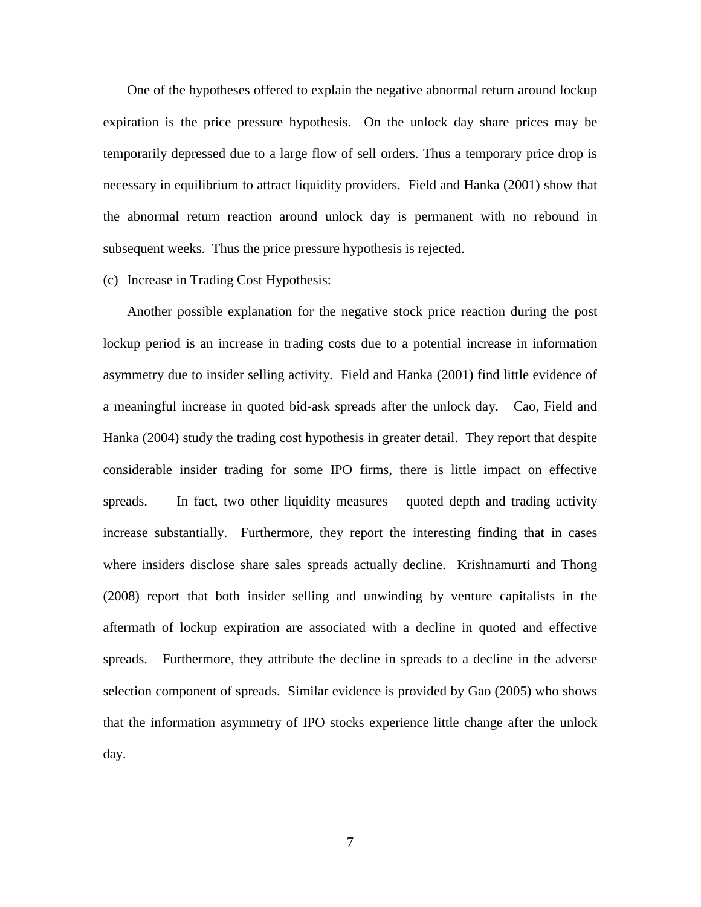One of the hypotheses offered to explain the negative abnormal return around lockup expiration is the price pressure hypothesis. On the unlock day share prices may be temporarily depressed due to a large flow of sell orders. Thus a temporary price drop is necessary in equilibrium to attract liquidity providers. Field and Hanka (2001) show that the abnormal return reaction around unlock day is permanent with no rebound in subsequent weeks. Thus the price pressure hypothesis is rejected.

(c) Increase in Trading Cost Hypothesis:

Another possible explanation for the negative stock price reaction during the post lockup period is an increase in trading costs due to a potential increase in information asymmetry due to insider selling activity. Field and Hanka (2001) find little evidence of a meaningful increase in quoted bid-ask spreads after the unlock day. Cao, Field and Hanka (2004) study the trading cost hypothesis in greater detail. They report that despite considerable insider trading for some IPO firms, there is little impact on effective spreads. In fact, two other liquidity measures – quoted depth and trading activity increase substantially. Furthermore, they report the interesting finding that in cases where insiders disclose share sales spreads actually decline. Krishnamurti and Thong (2008) report that both insider selling and unwinding by venture capitalists in the aftermath of lockup expiration are associated with a decline in quoted and effective spreads. Furthermore, they attribute the decline in spreads to a decline in the adverse selection component of spreads. Similar evidence is provided by Gao (2005) who shows that the information asymmetry of IPO stocks experience little change after the unlock day.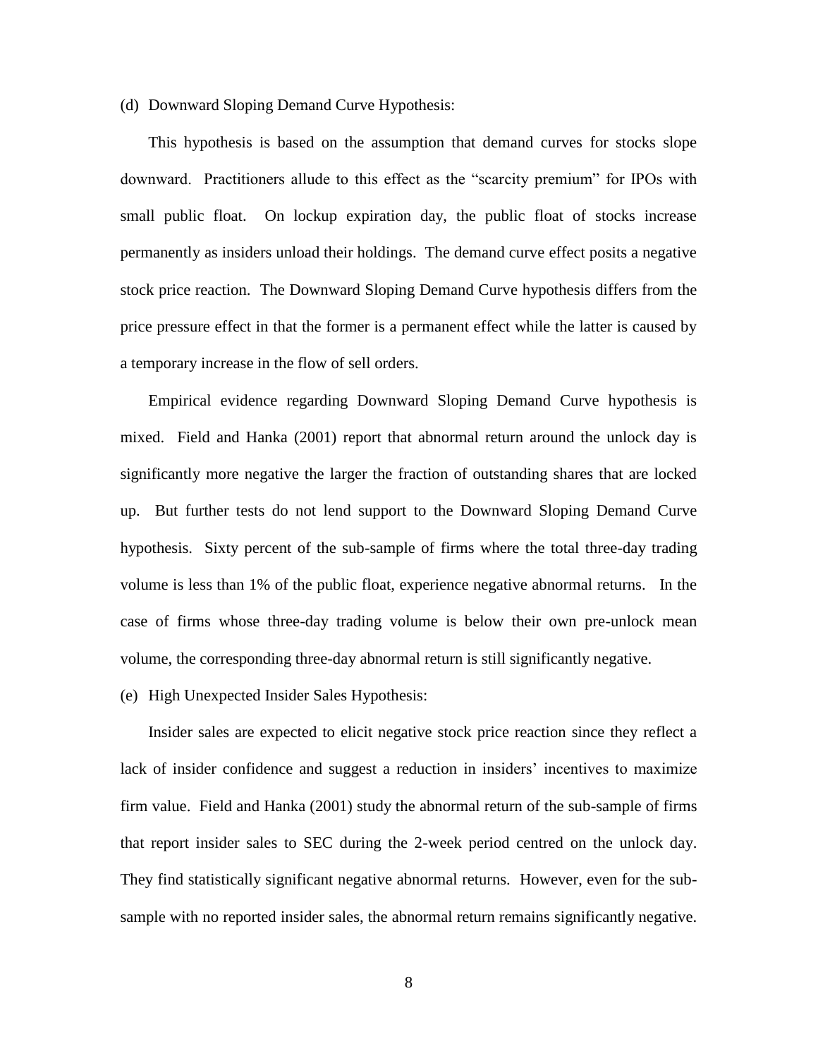(d) Downward Sloping Demand Curve Hypothesis:

This hypothesis is based on the assumption that demand curves for stocks slope downward. Practitioners allude to this effect as the "scarcity premium" for IPOs with small public float. On lockup expiration day, the public float of stocks increase permanently as insiders unload their holdings. The demand curve effect posits a negative stock price reaction. The Downward Sloping Demand Curve hypothesis differs from the price pressure effect in that the former is a permanent effect while the latter is caused by a temporary increase in the flow of sell orders.

Empirical evidence regarding Downward Sloping Demand Curve hypothesis is mixed. Field and Hanka (2001) report that abnormal return around the unlock day is significantly more negative the larger the fraction of outstanding shares that are locked up. But further tests do not lend support to the Downward Sloping Demand Curve hypothesis. Sixty percent of the sub-sample of firms where the total three-day trading volume is less than 1% of the public float, experience negative abnormal returns. In the case of firms whose three-day trading volume is below their own pre-unlock mean volume, the corresponding three-day abnormal return is still significantly negative.

(e) High Unexpected Insider Sales Hypothesis:

Insider sales are expected to elicit negative stock price reaction since they reflect a lack of insider confidence and suggest a reduction in insiders' incentives to maximize firm value. Field and Hanka (2001) study the abnormal return of the sub-sample of firms that report insider sales to SEC during the 2-week period centred on the unlock day. They find statistically significant negative abnormal returns. However, even for the sub-sample with no reported insider sales, the abnormal return remains significantly negative.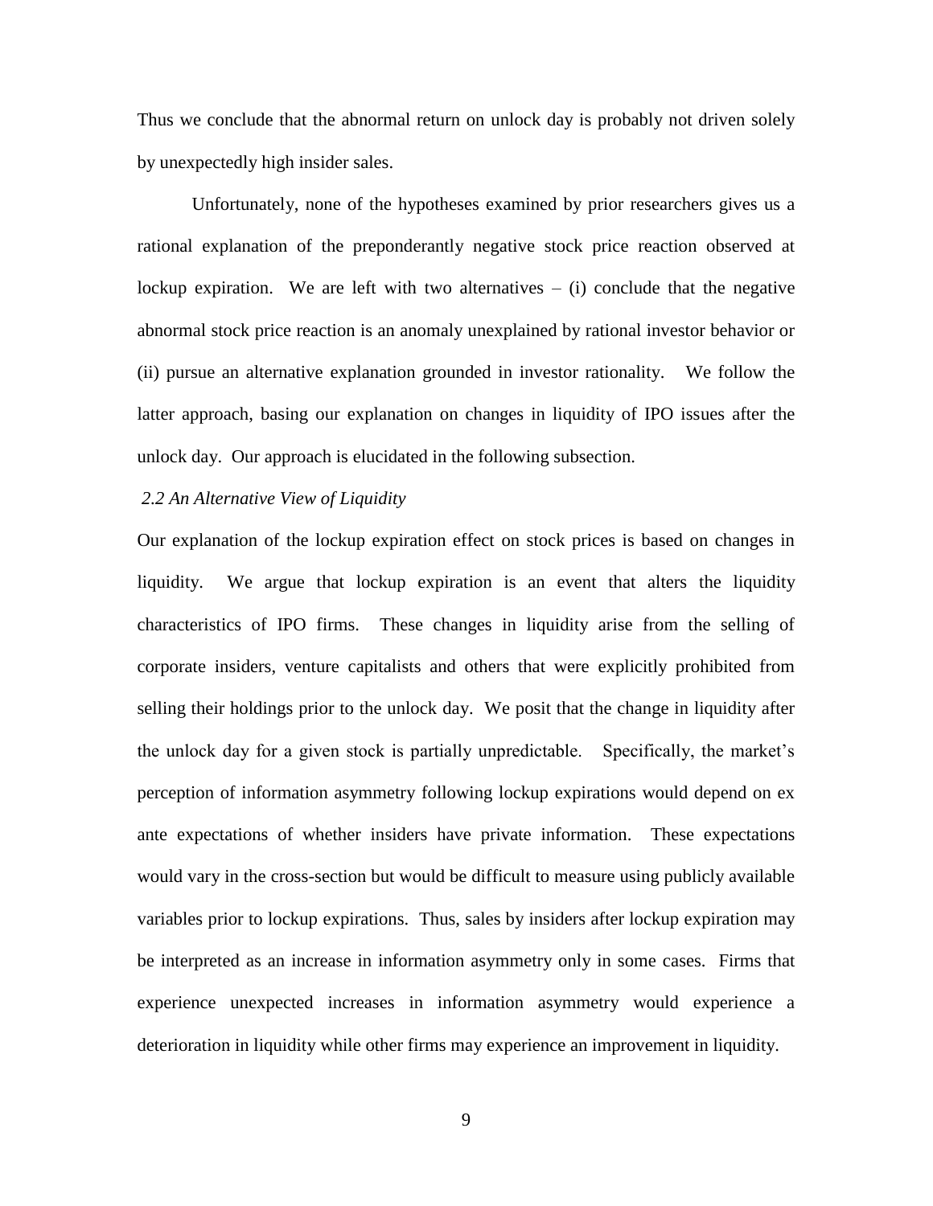Thus we conclude that the abnormal return on unlock day is probably not driven solely by unexpectedly high insider sales.

Unfortunately, none of the hypotheses examined by prior researchers gives us a rational explanation of the preponderantly negative stock price reaction observed at lockup expiration. We are left with two alternatives – (i) conclude that the negative abnormal stock price reaction is an anomaly unexplained by rational investor behavior or (ii) pursue an alternative explanation grounded in investor rationality. We follow the latter approach, basing our explanation on changes in liquidity of IPO issues after the unlock day. Our approach is elucidated in the following subsection.

### *2.2 An Alternative View of Liquidity*

Our explanation of the lockup expiration effect on stock prices is based on changes in liquidity. We argue that lockup expiration is an event that alters the liquidity characteristics of IPO firms. These changes in liquidity arise from the selling of corporate insiders, venture capitalists and others that were explicitly prohibited from selling their holdings prior to the unlock day. We posit that the change in liquidity after the unlock day for a given stock is partially unpredictable. Specifically, the market's perception of information asymmetry following lockup expirations would depend on ex ante expectations of whether insiders have private information. These expectations would vary in the cross-section but would be difficult to measure using publicly available variables prior to lockup expirations. Thus, sales by insiders after lockup expiration may be interpreted as an increase in information asymmetry only in some cases. Firms that experience unexpected increases in information asymmetry would experience a deterioration in liquidity while other firms may experience an improvement in liquidity.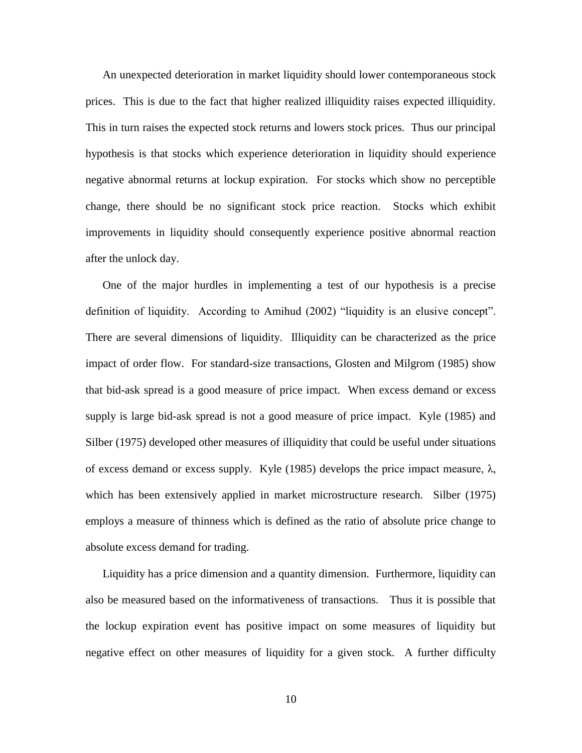An unexpected deterioration in market liquidity should lower contemporaneous stock prices. This is due to the fact that higher realized illiquidity raises expected illiquidity. This in turn raises the expected stock returns and lowers stock prices. Thus our principal hypothesis is that stocks which experience deterioration in liquidity should experience negative abnormal returns at lockup expiration. For stocks which show no perceptible change, there should be no significant stock price reaction. Stocks which exhibit improvements in liquidity should consequently experience positive abnormal reaction after the unlock day.

One of the major hurdles in implementing a test of our hypothesis is a precise definition of liquidity. According to Amihud (2002) "liquidity is an elusive concept". There are several dimensions of liquidity. Illiquidity can be characterized as the price impact of order flow. For standard-size transactions, Glosten and Milgrom (1985) show that bid-ask spread is a good measure of price impact. When excess demand or excess supply is large bid-ask spread is not a good measure of price impact. Kyle (1985) and Silber (1975) developed other measures of illiquidity that could be useful under situations of excess demand or excess supply. Kyle (1985) develops the price impact measure, $\lambda$, which has been extensively applied in market microstructure research. Silber (1975) employs a measure of thinness which is defined as the ratio of absolute price change to absolute excess demand for trading.

Liquidity has a price dimension and a quantity dimension. Furthermore, liquidity can also be measured based on the informativeness of transactions. Thus it is possible that the lockup expiration event has positive impact on some measures of liquidity but negative effect on other measures of liquidity for a given stock. A further difficulty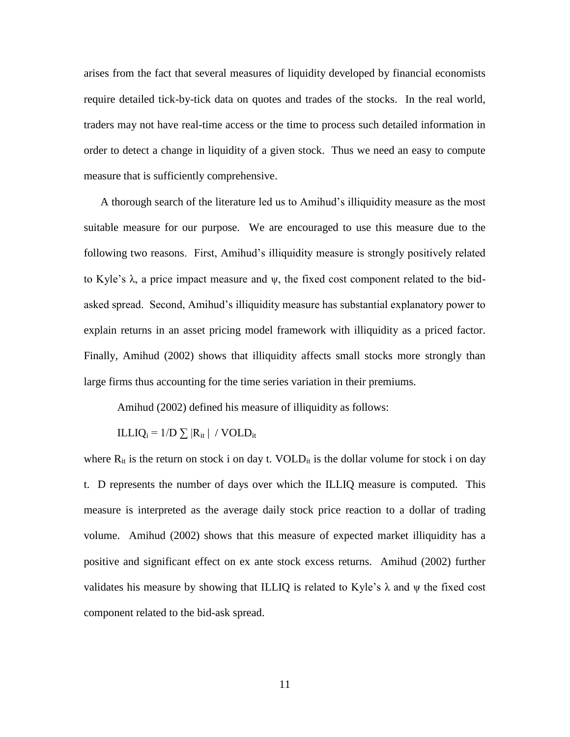arises from the fact that several measures of liquidity developed by financial economists require detailed tick-by-tick data on quotes and trades of the stocks. In the real world, traders may not have real-time access or the time to process such detailed information in order to detect a change in liquidity of a given stock. Thus we need an easy to compute measure that is sufficiently comprehensive.

A thorough search of the literature led us to Amihud's illiquidity measure as the most suitable measure for our purpose. We are encouraged to use this measure due to the following two reasons. First, Amihud's illiquidity measure is strongly positively related to Kyle's $\lambda$, a price impact measure and $\psi$, the fixed cost component related to the bid-asked spread. Second, Amihud's illiquidity measure has substantial explanatory power to explain returns in an asset pricing model framework with illiquidity as a priced factor. Finally, Amihud (2002) shows that illiquidity affects small stocks more strongly than large firms thus accounting for the time series variation in their premiums.

Amihud (2002) defined his measure of illiquidity as follows:

$$ILLIQ_i = 1/D \sum |R_{it}| \; / \; VOLD_{it}$$

where $R_{it}$ is the return on stock i on day t. $VOLD_{it}$ is the dollar volume for stock i on day t. D represents the number of days over which the ILLIQ measure is computed. This measure is interpreted as the average daily stock price reaction to a dollar of trading volume. Amihud (2002) shows that this measure of expected market illiquidity has a positive and significant effect on ex ante stock excess returns. Amihud (2002) further validates his measure by showing that ILLIQ is related to Kyle's $\lambda$ and $\psi$ the fixed cost component related to the bid-ask spread.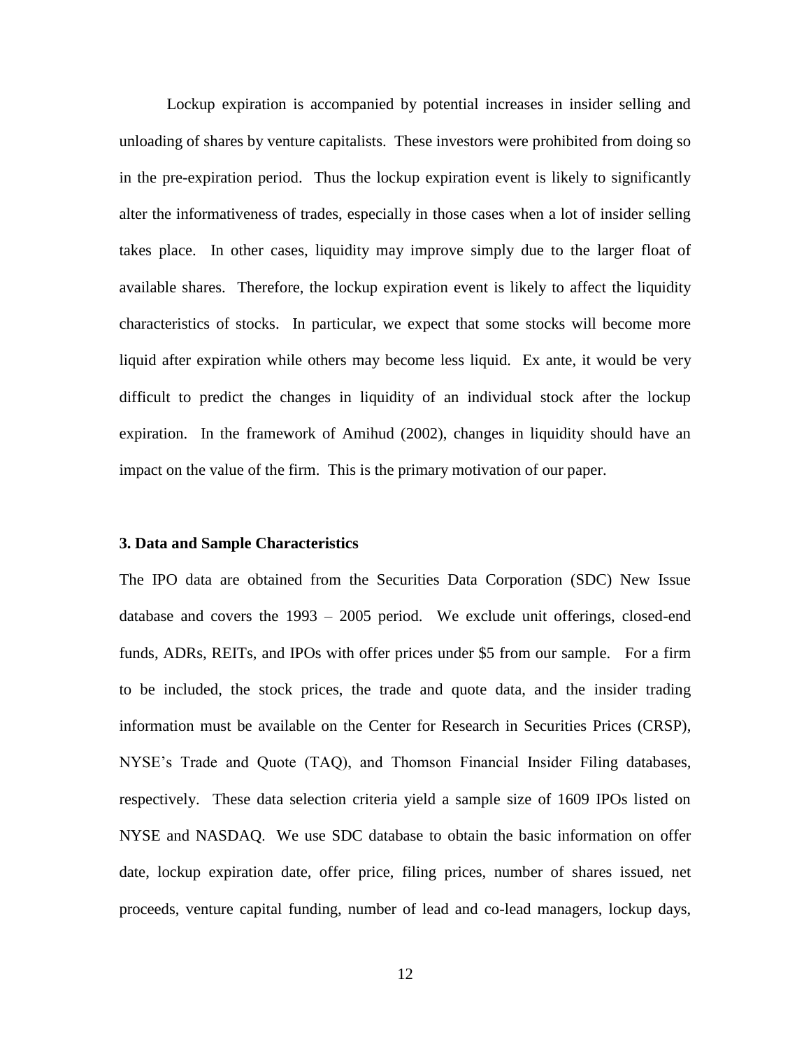Lockup expiration is accompanied by potential increases in insider selling and unloading of shares by venture capitalists. These investors were prohibited from doing so in the pre-expiration period. Thus the lockup expiration event is likely to significantly alter the informativeness of trades, especially in those cases when a lot of insider selling takes place. In other cases, liquidity may improve simply due to the larger float of available shares. Therefore, the lockup expiration event is likely to affect the liquidity characteristics of stocks. In particular, we expect that some stocks will become more liquid after expiration while others may become less liquid. Ex ante, it would be very difficult to predict the changes in liquidity of an individual stock after the lockup expiration. In the framework of Amihud (2002), changes in liquidity should have an impact on the value of the firm. This is the primary motivation of our paper.

### 3. Data and Sample Characteristics

The IPO data are obtained from the Securities Data Corporation (SDC) New Issue database and covers the 1993 – 2005 period. We exclude unit offerings, closed-end funds, ADRs, REITs, and IPOs with offer prices under $5 from our sample. For a firm to be included, the stock prices, the trade and quote data, and the insider trading information must be available on the Center for Research in Securities Prices (CRSP), NYSE's Trade and Quote (TAQ), and Thomson Financial Insider Filing databases, respectively. These data selection criteria yield a sample size of 1609 IPOs listed on NYSE and NASDAQ. We use SDC database to obtain the basic information on offer date, lockup expiration date, offer price, filing prices, number of shares issued, net proceeds, venture capital funding, number of lead and co-lead managers, lockup days,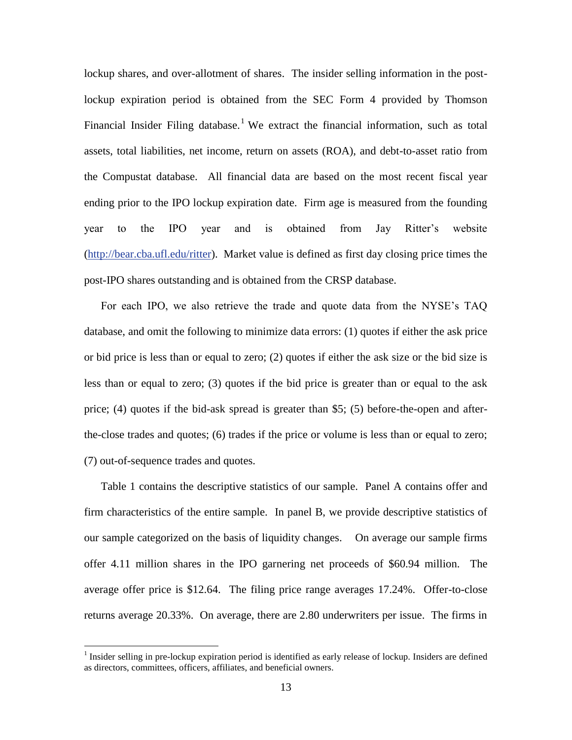lockup shares, and over-allotment of shares. The insider selling information in the post-lockup expiration period is obtained from the SEC Form 4 provided by Thomson Financial Insider Filing database.[1] We extract the financial information, such as total assets, total liabilities, net income, return on assets (ROA), and debt-to-asset ratio from the Compustat database. All financial data are based on the most recent fiscal year ending prior to the IPO lockup expiration date. Firm age is measured from the founding year to the IPO year and is obtained from Jay Ritter's website (http://bear.cba.ufl.edu/ritter). Market value is defined as first day closing price times the post-IPO shares outstanding and is obtained from the CRSP database.

For each IPO, we also retrieve the trade and quote data from the NYSE's TAQ database, and omit the following to minimize data errors: (1) quotes if either the ask price or bid price is less than or equal to zero; (2) quotes if either the ask size or the bid size is less than or equal to zero; (3) quotes if the bid price is greater than or equal to the ask price; (4) quotes if the bid-ask spread is greater than \$5; (5) before-the-open and after-the-close trades and quotes; (6) trades if the price or volume is less than or equal to zero; (7) out-of-sequence trades and quotes.

Table 1 contains the descriptive statistics of our sample. Panel A contains offer and firm characteristics of the entire sample. In panel B, we provide descriptive statistics of our sample categorized on the basis of liquidity changes. On average our sample firms offer 4.11 million shares in the IPO garnering net proceeds of \$60.94 million. The average offer price is \$12.64. The filing price range averages 17.24%. Offer-to-close returns average 20.33%. On average, there are 2.80 underwriters per issue. The firms in

[1] Insider selling in pre-lockup expiration period is identified as early release of lockup. Insiders are defined as directors, committees, officers, affiliates, and beneficial owners.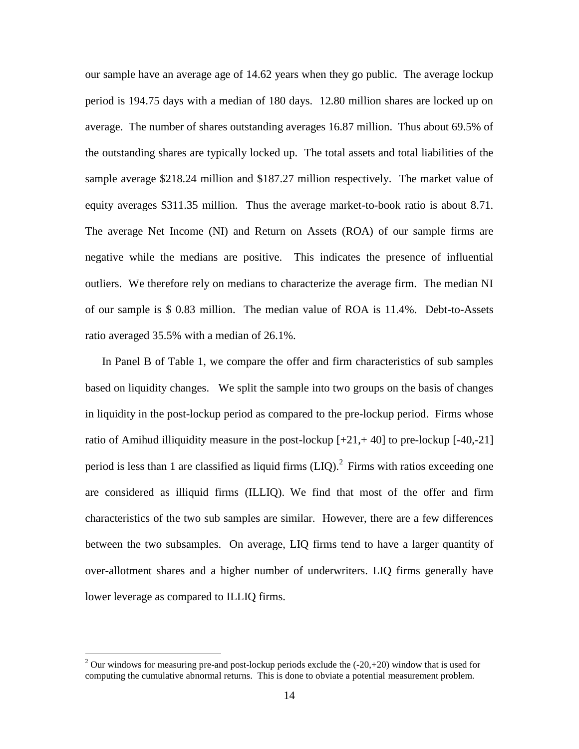our sample have an average age of 14.62 years when they go public. The average lockup period is 194.75 days with a median of 180 days. 12.80 million shares are locked up on average. The number of shares outstanding averages 16.87 million. Thus about 69.5% of the outstanding shares are typically locked up. The total assets and total liabilities of the sample average \$218.24 million and \$187.27 million respectively. The market value of equity averages \$311.35 million. Thus the average market-to-book ratio is about 8.71. The average Net Income (NI) and Return on Assets (ROA) of our sample firms are negative while the medians are positive. This indicates the presence of influential outliers. We therefore rely on medians to characterize the average firm. The median NI of our sample is \$ 0.83 million. The median value of ROA is 11.4%. Debt-to-Assets ratio averaged 35.5% with a median of 26.1%.

In Panel B of Table 1, we compare the offer and firm characteristics of sub samples based on liquidity changes. We split the sample into two groups on the basis of changes in liquidity in the post-lockup period as compared to the pre-lockup period. Firms whose ratio of Amihud illiquidity measure in the post-lockup [+21,+ 40] to pre-lockup [-40,-21] period is less than 1 are classified as liquid firms (LIQ).[2] Firms with ratios exceeding one are considered as illiquid firms (ILLIQ). We find that most of the offer and firm characteristics of the two sub samples are similar. However, there are a few differences between the two subsamples. On average, LIQ firms tend to have a larger quantity of over-allotment shares and a higher number of underwriters. LIQ firms generally have lower leverage as compared to ILLIQ firms.

[2] Our windows for measuring pre-and post-lockup periods exclude the (-20,+20) window that is used for computing the cumulative abnormal returns. This is done to obviate a potential measurement problem.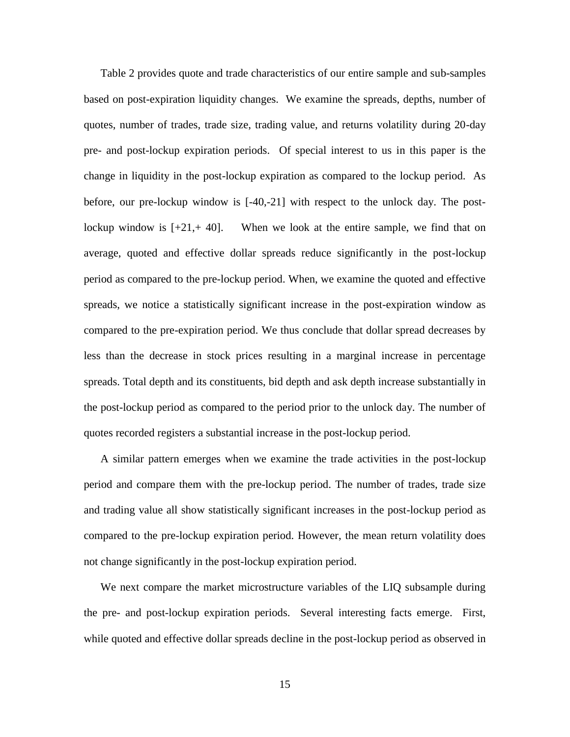Table 2 provides quote and trade characteristics of our entire sample and sub-samples based on post-expiration liquidity changes. We examine the spreads, depths, number of quotes, number of trades, trade size, trading value, and returns volatility during 20-day pre- and post-lockup expiration periods. Of special interest to us in this paper is the change in liquidity in the post-lockup expiration as compared to the lockup period. As before, our pre-lockup window is [-40,-21] with respect to the unlock day. The post-lockup window is [+21,+ 40]. When we look at the entire sample, we find that on average, quoted and effective dollar spreads reduce significantly in the post-lockup period as compared to the pre-lockup period. When, we examine the quoted and effective spreads, we notice a statistically significant increase in the post-expiration window as compared to the pre-expiration period. We thus conclude that dollar spread decreases by less than the decrease in stock prices resulting in a marginal increase in percentage spreads. Total depth and its constituents, bid depth and ask depth increase substantially in the post-lockup period as compared to the period prior to the unlock day. The number of quotes recorded registers a substantial increase in the post-lockup period.

A similar pattern emerges when we examine the trade activities in the post-lockup period and compare them with the pre-lockup period. The number of trades, trade size and trading value all show statistically significant increases in the post-lockup period as compared to the pre-lockup expiration period. However, the mean return volatility does not change significantly in the post-lockup expiration period.

We next compare the market microstructure variables of the LIQ subsample during the pre- and post-lockup expiration periods. Several interesting facts emerge. First, while quoted and effective dollar spreads decline in the post-lockup period as observed in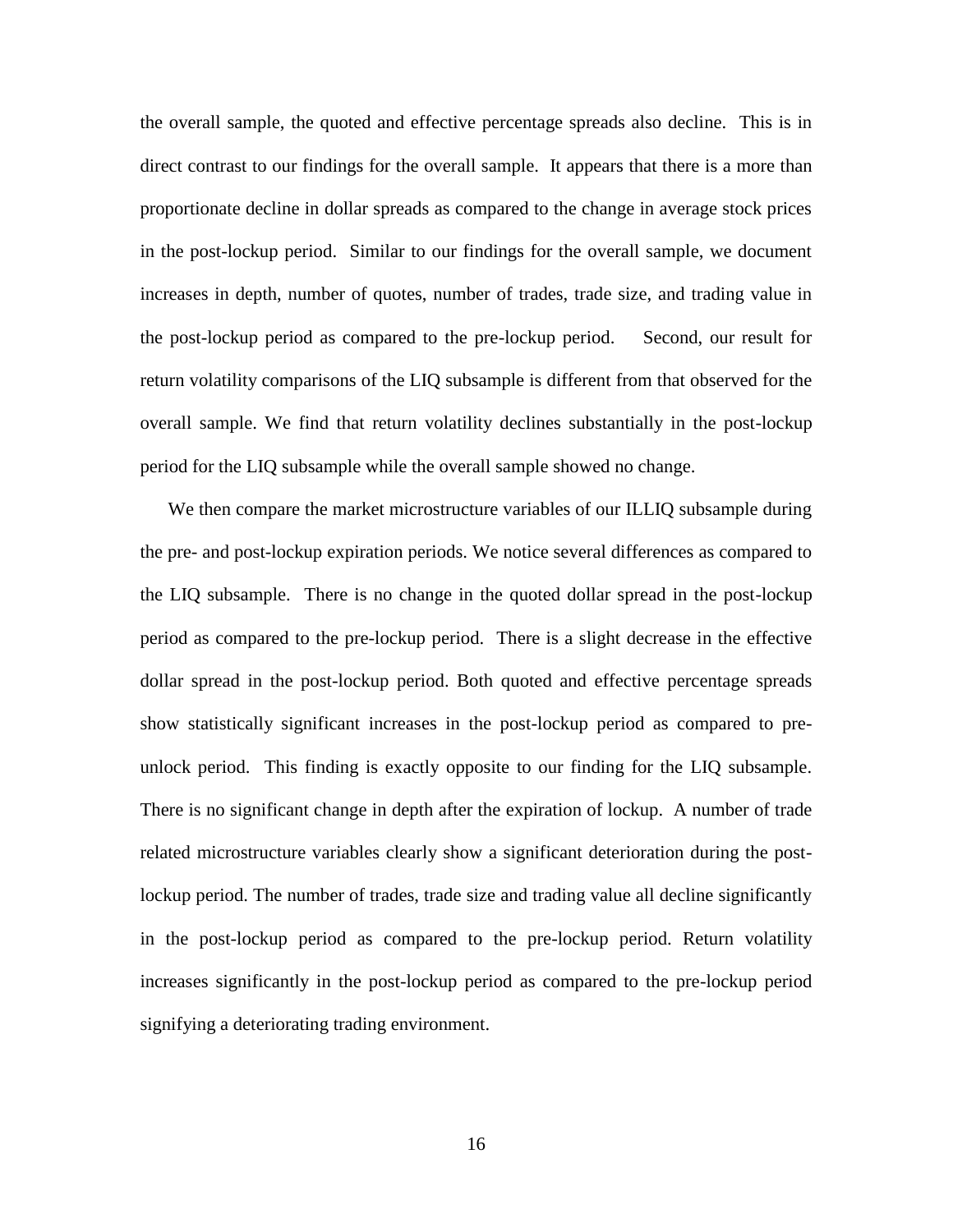the overall sample, the quoted and effective percentage spreads also decline. This is in direct contrast to our findings for the overall sample. It appears that there is a more than proportionate decline in dollar spreads as compared to the change in average stock prices in the post-lockup period. Similar to our findings for the overall sample, we document increases in depth, number of quotes, number of trades, trade size, and trading value in the post-lockup period as compared to the pre-lockup period. Second, our result for return volatility comparisons of the LIQ subsample is different from that observed for the overall sample. We find that return volatility declines substantially in the post-lockup period for the LIQ subsample while the overall sample showed no change.

We then compare the market microstructure variables of our ILLIQ subsample during the pre- and post-lockup expiration periods. We notice several differences as compared to the LIQ subsample. There is no change in the quoted dollar spread in the post-lockup period as compared to the pre-lockup period. There is a slight decrease in the effective dollar spread in the post-lockup period. Both quoted and effective percentage spreads show statistically significant increases in the post-lockup period as compared to pre-unlock period. This finding is exactly opposite to our finding for the LIQ subsample. There is no significant change in depth after the expiration of lockup. A number of trade related microstructure variables clearly show a significant deterioration during the post-lockup period. The number of trades, trade size and trading value all decline significantly in the post-lockup period as compared to the pre-lockup period. Return volatility increases significantly in the post-lockup period as compared to the pre-lockup period signifying a deteriorating trading environment.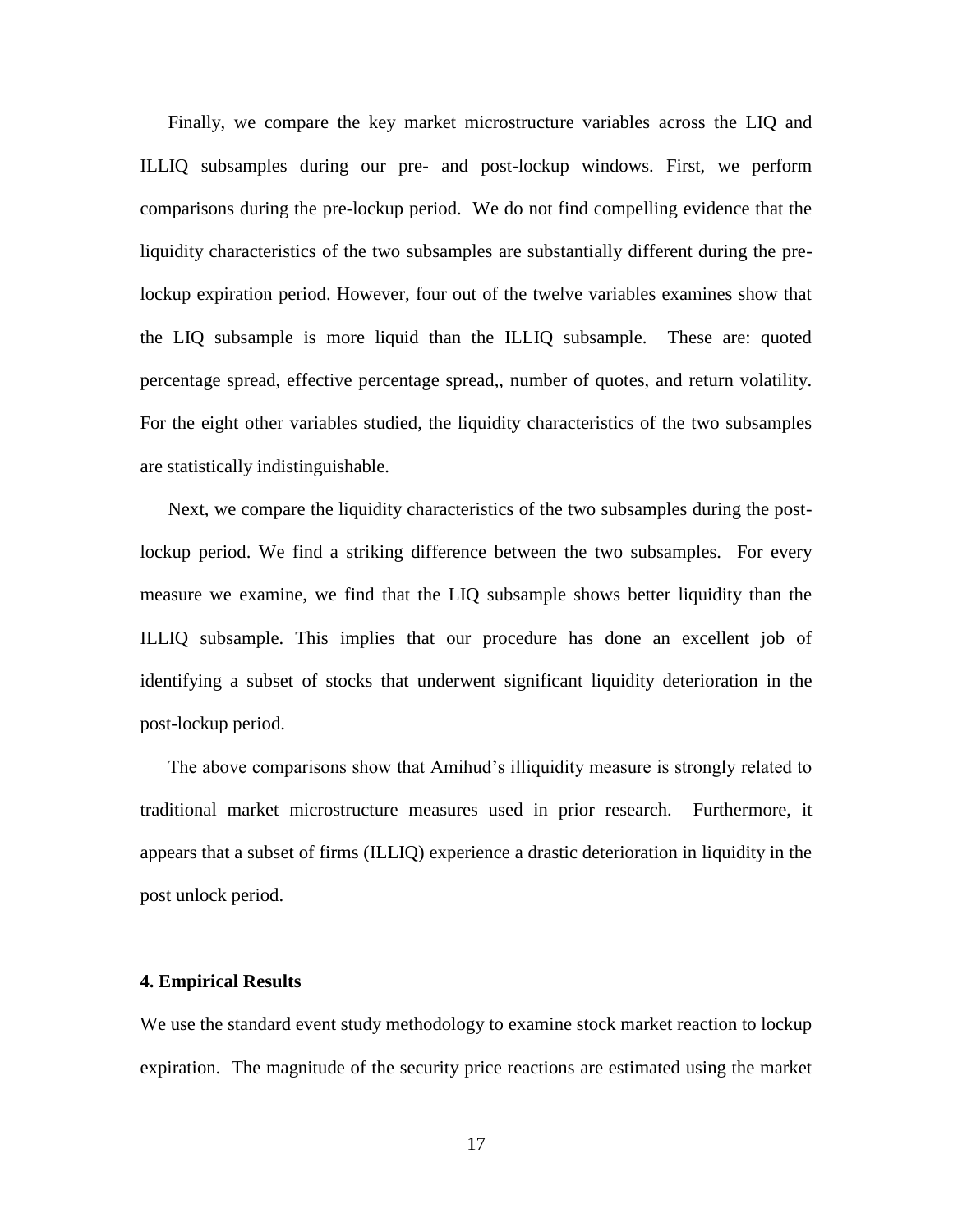Finally, we compare the key market microstructure variables across the LIQ and ILLIQ subsamples during our pre- and post-lockup windows. First, we perform comparisons during the pre-lockup period. We do not find compelling evidence that the liquidity characteristics of the two subsamples are substantially different during the pre-lockup expiration period. However, four out of the twelve variables examines show that the LIQ subsample is more liquid than the ILLIQ subsample. These are: quoted percentage spread, effective percentage spread,, number of quotes, and return volatility. For the eight other variables studied, the liquidity characteristics of the two subsamples are statistically indistinguishable.

Next, we compare the liquidity characteristics of the two subsamples during the post-lockup period. We find a striking difference between the two subsamples. For every measure we examine, we find that the LIQ subsample shows better liquidity than the ILLIQ subsample. This implies that our procedure has done an excellent job of identifying a subset of stocks that underwent significant liquidity deterioration in the post-lockup period.

The above comparisons show that Amihud's illiquidity measure is strongly related to traditional market microstructure measures used in prior research. Furthermore, it appears that a subset of firms (ILLIQ) experience a drastic deterioration in liquidity in the post unlock period.

## 4. Empirical Results

We use the standard event study methodology to examine stock market reaction to lockup expiration. The magnitude of the security price reactions are estimated using the market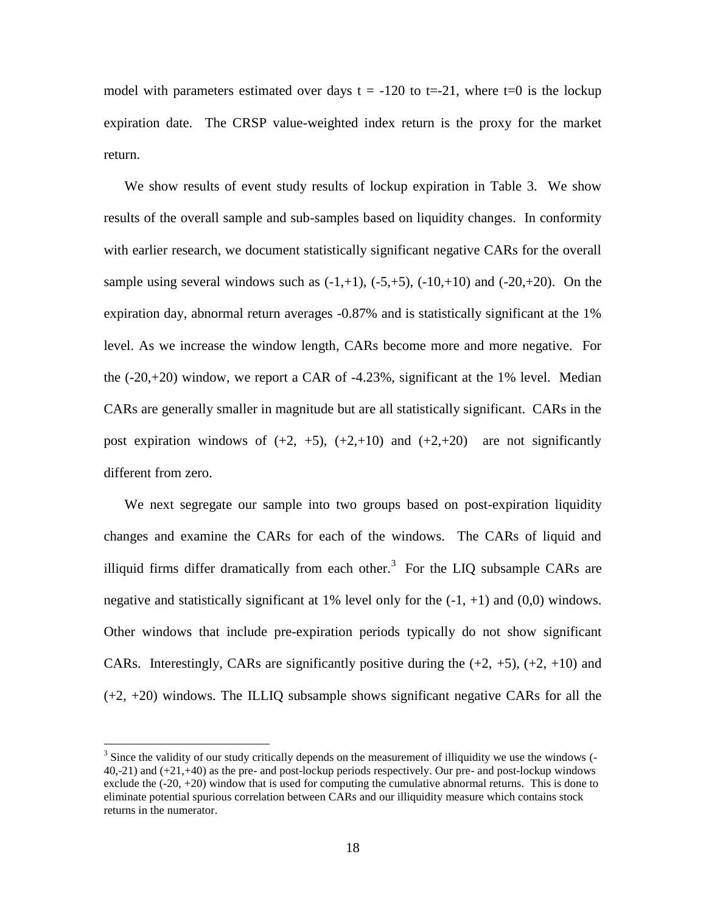model with parameters estimated over days t = -120 to t=-21, where t=0 is the lockup expiration date. The CRSP value-weighted index return is the proxy for the market return.

We show results of event study results of lockup expiration in Table 3. We show results of the overall sample and sub-samples based on liquidity changes. In conformity with earlier research, we document statistically significant negative CARs for the overall sample using several windows such as (-1,+1), (-5,+5), (-10,+10) and (-20,+20). On the expiration day, abnormal return averages -0.87% and is statistically significant at the 1% level. As we increase the window length, CARs become more and more negative. For the (-20,+20) window, we report a CAR of -4.23%, significant at the 1% level. Median CARs are generally smaller in magnitude but are all statistically significant. CARs in the post expiration windows of (+2, +5), (+2,+10) and (+2,+20) are not significantly different from zero.

We next segregate our sample into two groups based on post-expiration liquidity changes and examine the CARs for each of the windows. The CARs of liquid and illiquid firms differ dramatically from each other.[3] For the LIQ subsample CARs are negative and statistically significant at 1% level only for the (-1, +1) and (0,0) windows. Other windows that include pre-expiration periods typically do not show significant CARs. Interestingly, CARs are significantly positive during the (+2, +5), (+2, +10) and (+2, +20) windows. The ILLIQ subsample shows significant negative CARs for all the

[3] Since the validity of our study critically depends on the measurement of illiquidity we use the windows (-40,-21) and (+21,+40) as the pre- and post-lockup periods respectively. Our pre- and post-lockup windows exclude the (-20, +20) window that is used for computing the cumulative abnormal returns. This is done to eliminate potential spurious correlation between CARs and our illiquidity measure which contains stock returns in the numerator.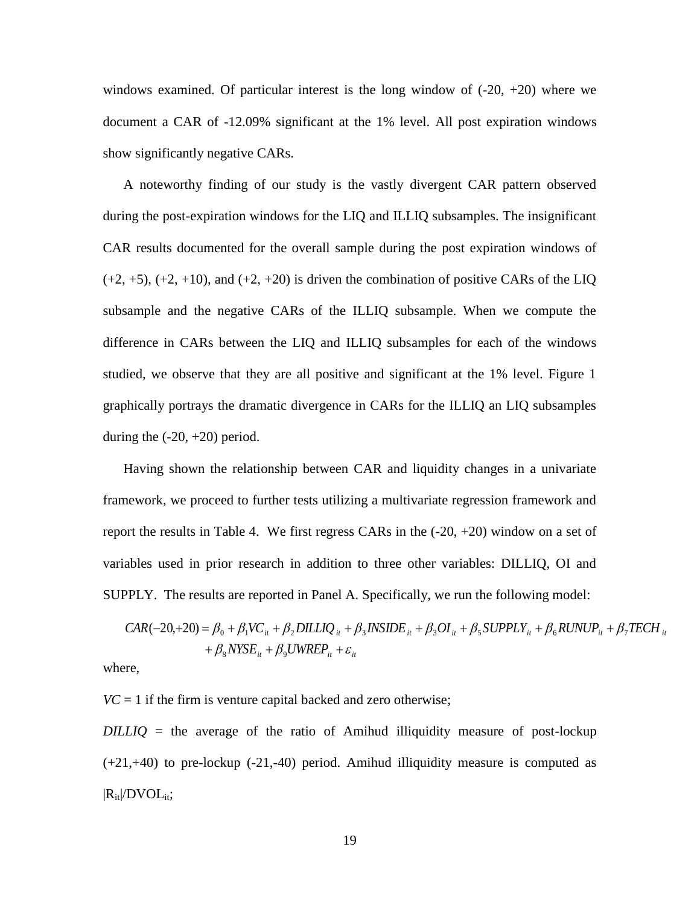windows examined. Of particular interest is the long window of (-20, +20) where we document a CAR of -12.09% significant at the 1% level. All post expiration windows show significantly negative CARs.

A noteworthy finding of our study is the vastly divergent CAR pattern observed during the post-expiration windows for the LIQ and ILLIQ subsamples. The insignificant CAR results documented for the overall sample during the post expiration windows of (+2, +5), (+2, +10), and (+2, +20) is driven the combination of positive CARs of the LIQ subsample and the negative CARs of the ILLIQ subsample. When we compute the difference in CARs between the LIQ and ILLIQ subsamples for each of the windows studied, we observe that they are all positive and significant at the 1% level. Figure 1 graphically portrays the dramatic divergence in CARs for the ILLIQ an LIQ subsamples during the (-20, +20) period.

Having shown the relationship between CAR and liquidity changes in a univariate framework, we proceed to further tests utilizing a multivariate regression framework and report the results in Table 4. We first regress CARs in the (-20, +20) window on a set of variables used in prior research in addition to three other variables: DILLIQ, OI and SUPPLY. The results are reported in Panel A. Specifically, we run the following model:

$$CAR(-20,+20) = \beta_0 + \beta_1 VC_{it} + \beta_2 DILLIQ_{it} + \beta_3 INSIDE_{it} + \beta_3 OI_{it} + \beta_5 SUPPLY_{it} + \beta_6 RUNUP_{it} + \beta_7 TECH_{it} + \beta_8 NYSE_{it} + \beta_9 UWREP_{it} + \varepsilon_{it}$$

where,

*VC* = 1 if the firm is venture capital backed and zero otherwise;

*DILLIQ* = the average of the ratio of Amihud illiquidity measure of post-lockup (+21,+40) to pre-lockup (-21,-40) period. Amihud illiquidity measure is computed as $|R_{it}|/DVOL_{it}$;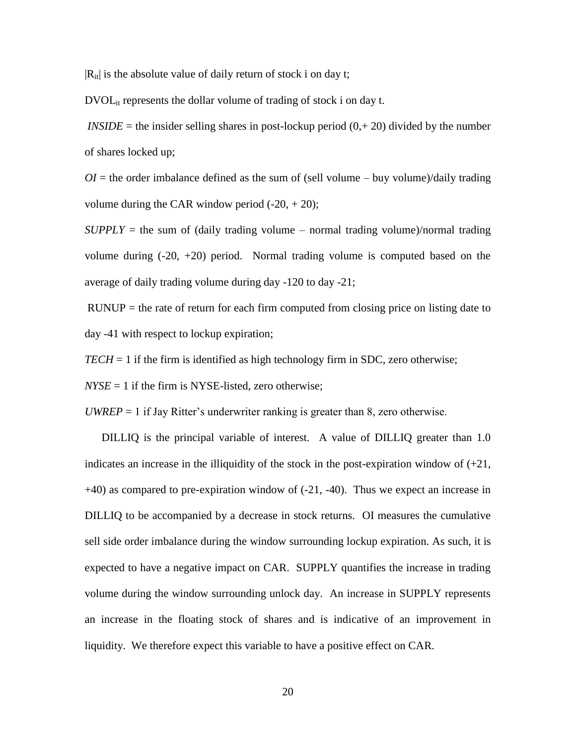$|R_{it}|$ is the absolute value of daily return of stock i on day t;

$DVOL_{it}$ represents the dollar volume of trading of stock i on day t.

*INSIDE* = the insider selling shares in post-lockup period (0,+ 20) divided by the number of shares locked up;

*OI* = the order imbalance defined as the sum of (sell volume – buy volume)/daily trading volume during the CAR window period (-20, + 20);

*SUPPLY* = the sum of (daily trading volume – normal trading volume)/normal trading volume during (-20, +20) period. Normal trading volume is computed based on the average of daily trading volume during day -120 to day -21;

RUNUP = the rate of return for each firm computed from closing price on listing date to day -41 with respect to lockup expiration;

*TECH* = 1 if the firm is identified as high technology firm in SDC, zero otherwise;

*NYSE* = 1 if the firm is NYSE-listed, zero otherwise;

*UWREP* = 1 if Jay Ritter's underwriter ranking is greater than 8, zero otherwise.

DILLIQ is the principal variable of interest. A value of DILLIQ greater than 1.0 indicates an increase in the illiquidity of the stock in the post-expiration window of (+21, +40) as compared to pre-expiration window of (-21, -40). Thus we expect an increase in DILLIQ to be accompanied by a decrease in stock returns. OI measures the cumulative sell side order imbalance during the window surrounding lockup expiration. As such, it is expected to have a negative impact on CAR. SUPPLY quantifies the increase in trading volume during the window surrounding unlock day. An increase in SUPPLY represents an increase in the floating stock of shares and is indicative of an improvement in liquidity. We therefore expect this variable to have a positive effect on CAR.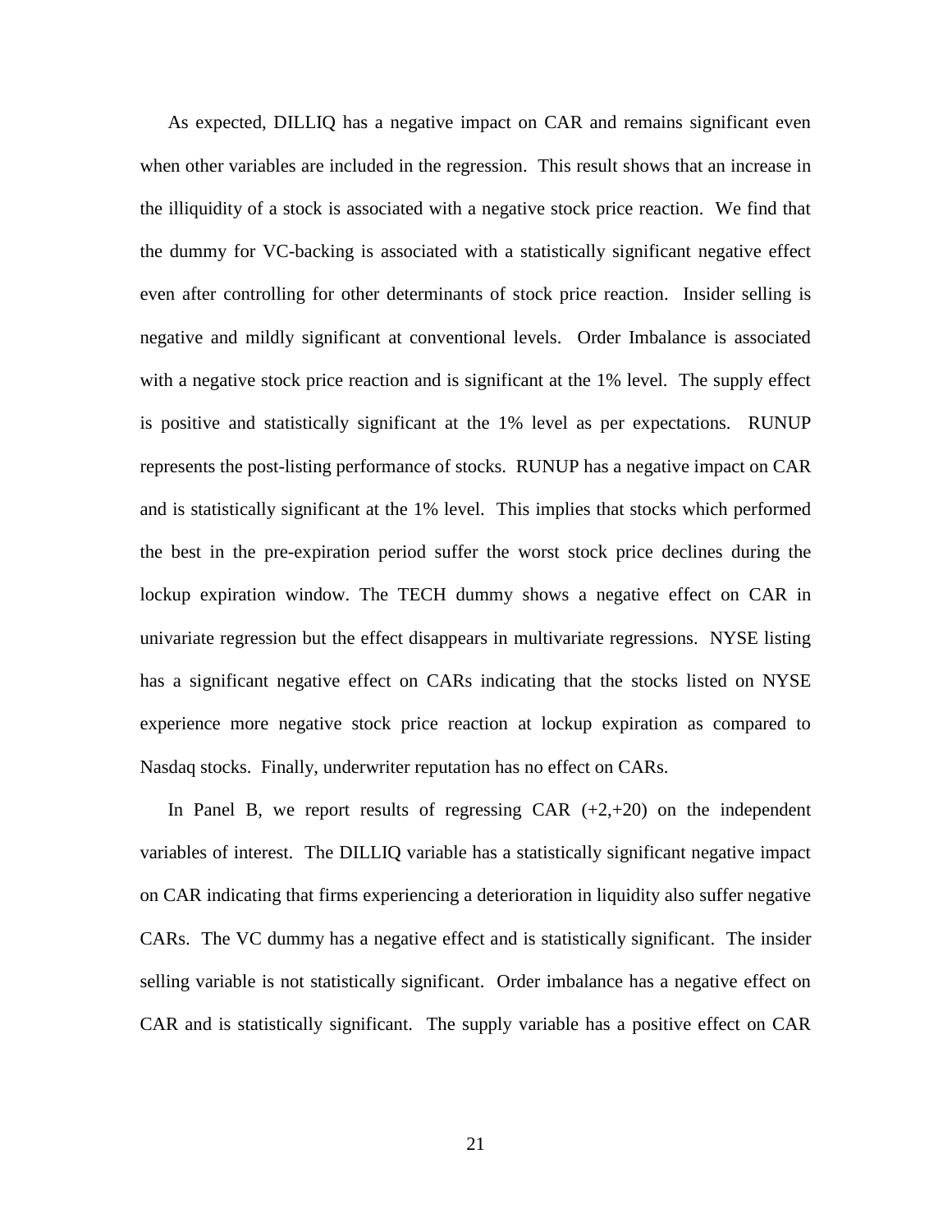As expected, DILLIQ has a negative impact on CAR and remains significant even when other variables are included in the regression. This result shows that an increase in the illiquidity of a stock is associated with a negative stock price reaction. We find that the dummy for VC-backing is associated with a statistically significant negative effect even after controlling for other determinants of stock price reaction. Insider selling is negative and mildly significant at conventional levels. Order Imbalance is associated with a negative stock price reaction and is significant at the 1% level. The supply effect is positive and statistically significant at the 1% level as per expectations. RUNUP represents the post-listing performance of stocks. RUNUP has a negative impact on CAR and is statistically significant at the 1% level. This implies that stocks which performed the best in the pre-expiration period suffer the worst stock price declines during the lockup expiration window. The TECH dummy shows a negative effect on CAR in univariate regression but the effect disappears in multivariate regressions. NYSE listing has a significant negative effect on CARs indicating that the stocks listed on NYSE experience more negative stock price reaction at lockup expiration as compared to Nasdaq stocks. Finally, underwriter reputation has no effect on CARs.

In Panel B, we report results of regressing CAR (+2,+20) on the independent variables of interest. The DILLIQ variable has a statistically significant negative impact on CAR indicating that firms experiencing a deterioration in liquidity also suffer negative CARs. The VC dummy has a negative effect and is statistically significant. The insider selling variable is not statistically significant. Order imbalance has a negative effect on CAR and is statistically significant. The supply variable has a positive effect on CAR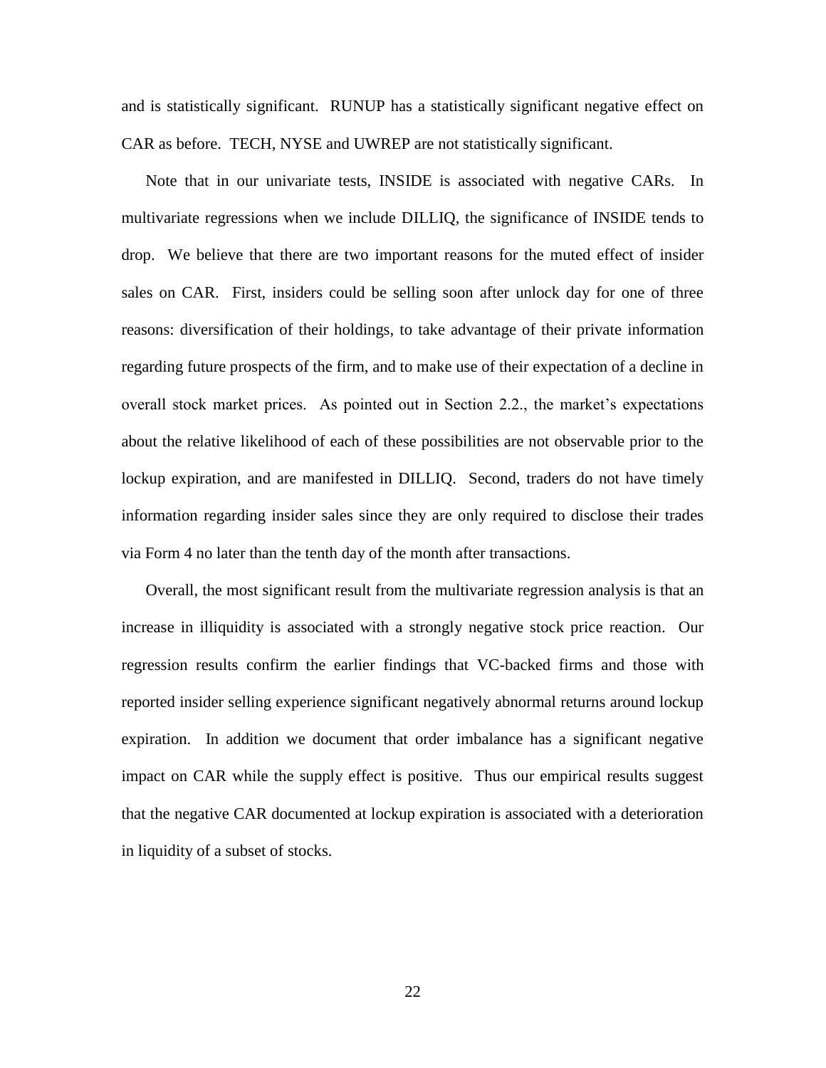and is statistically significant. RUNUP has a statistically significant negative effect on CAR as before. TECH, NYSE and UWREP are not statistically significant.

Note that in our univariate tests, INSIDE is associated with negative CARs. In multivariate regressions when we include DILLIQ, the significance of INSIDE tends to drop. We believe that there are two important reasons for the muted effect of insider sales on CAR. First, insiders could be selling soon after unlock day for one of three reasons: diversification of their holdings, to take advantage of their private information regarding future prospects of the firm, and to make use of their expectation of a decline in overall stock market prices. As pointed out in Section 2.2., the market's expectations about the relative likelihood of each of these possibilities are not observable prior to the lockup expiration, and are manifested in DILLIQ. Second, traders do not have timely information regarding insider sales since they are only required to disclose their trades via Form 4 no later than the tenth day of the month after transactions.

Overall, the most significant result from the multivariate regression analysis is that an increase in illiquidity is associated with a strongly negative stock price reaction. Our regression results confirm the earlier findings that VC-backed firms and those with reported insider selling experience significant negatively abnormal returns around lockup expiration. In addition we document that order imbalance has a significant negative impact on CAR while the supply effect is positive. Thus our empirical results suggest that the negative CAR documented at lockup expiration is associated with a deterioration in liquidity of a subset of stocks.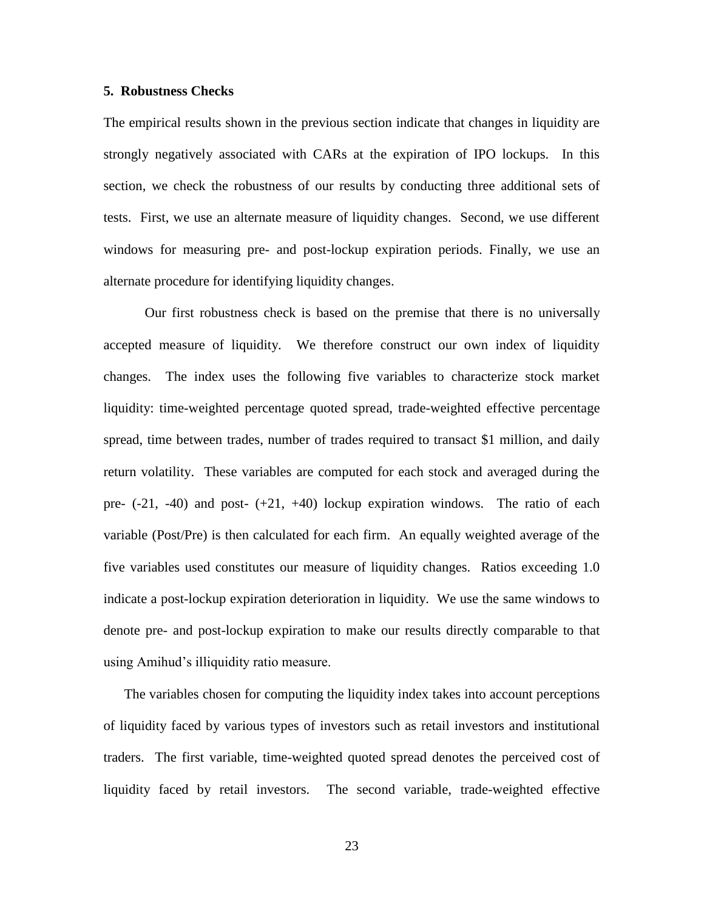### 5. Robustness Checks

The empirical results shown in the previous section indicate that changes in liquidity are strongly negatively associated with CARs at the expiration of IPO lockups. In this section, we check the robustness of our results by conducting three additional sets of tests. First, we use an alternate measure of liquidity changes. Second, we use different windows for measuring pre- and post-lockup expiration periods. Finally, we use an alternate procedure for identifying liquidity changes.

Our first robustness check is based on the premise that there is no universally accepted measure of liquidity. We therefore construct our own index of liquidity changes. The index uses the following five variables to characterize stock market liquidity: time-weighted percentage quoted spread, trade-weighted effective percentage spread, time between trades, number of trades required to transact $1 million, and daily return volatility. These variables are computed for each stock and averaged during the pre- (-21, -40) and post- (+21, +40) lockup expiration windows. The ratio of each variable (Post/Pre) is then calculated for each firm. An equally weighted average of the five variables used constitutes our measure of liquidity changes. Ratios exceeding 1.0 indicate a post-lockup expiration deterioration in liquidity. We use the same windows to denote pre- and post-lockup expiration to make our results directly comparable to that using Amihud's illiquidity ratio measure.

The variables chosen for computing the liquidity index takes into account perceptions of liquidity faced by various types of investors such as retail investors and institutional traders. The first variable, time-weighted quoted spread denotes the perceived cost of liquidity faced by retail investors. The second variable, trade-weighted effective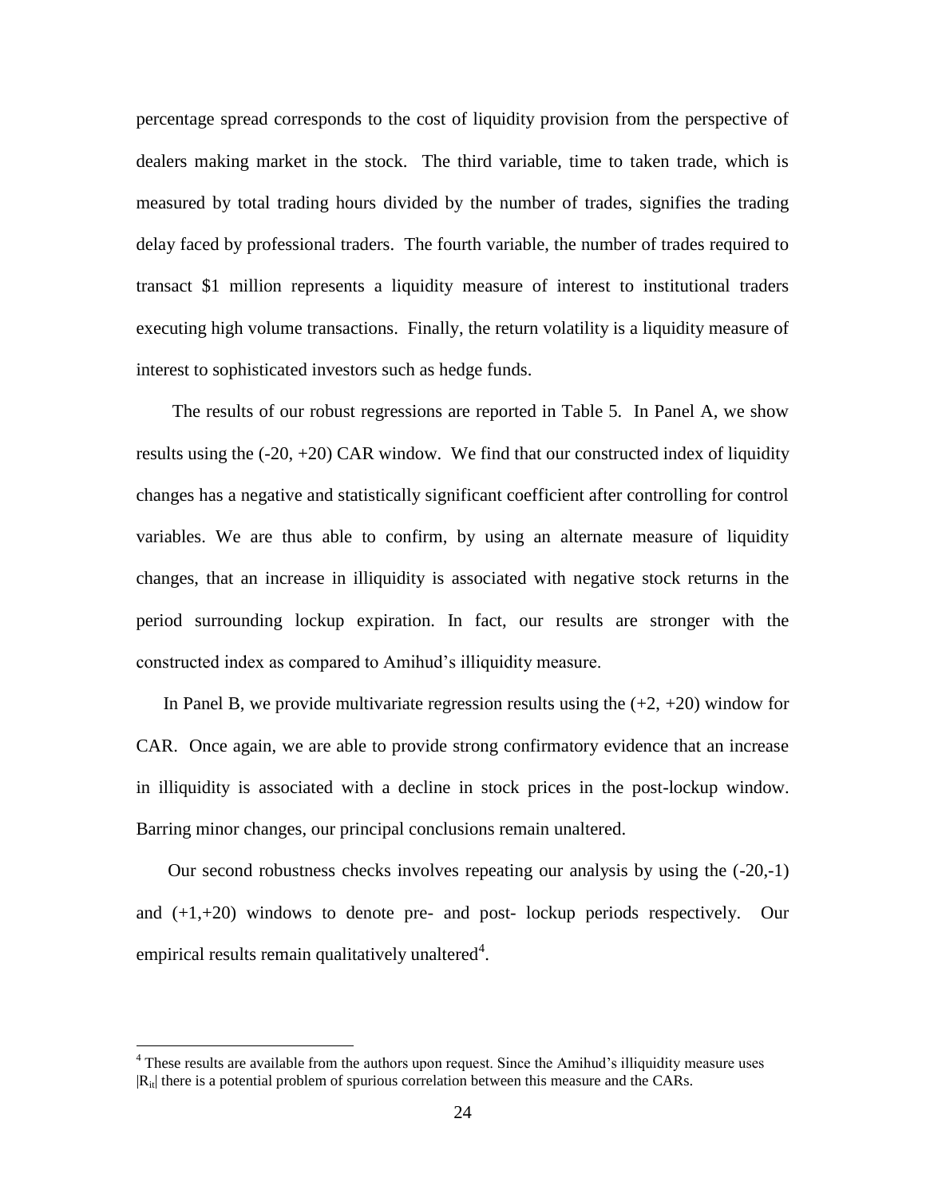percentage spread corresponds to the cost of liquidity provision from the perspective of dealers making market in the stock. The third variable, time to taken trade, which is measured by total trading hours divided by the number of trades, signifies the trading delay faced by professional traders. The fourth variable, the number of trades required to transact \$1 million represents a liquidity measure of interest to institutional traders executing high volume transactions. Finally, the return volatility is a liquidity measure of interest to sophisticated investors such as hedge funds.

The results of our robust regressions are reported in Table 5. In Panel A, we show results using the (-20, +20) CAR window. We find that our constructed index of liquidity changes has a negative and statistically significant coefficient after controlling for control variables. We are thus able to confirm, by using an alternate measure of liquidity changes, that an increase in illiquidity is associated with negative stock returns in the period surrounding lockup expiration. In fact, our results are stronger with the constructed index as compared to Amihud's illiquidity measure.

In Panel B, we provide multivariate regression results using the (+2, +20) window for CAR. Once again, we are able to provide strong confirmatory evidence that an increase in illiquidity is associated with a decline in stock prices in the post-lockup window. Barring minor changes, our principal conclusions remain unaltered.

Our second robustness checks involves repeating our analysis by using the (-20,-1) and (+1,+20) windows to denote pre- and post- lockup periods respectively. Our empirical results remain qualitatively unaltered[4].

---

[4] These results are available from the authors upon request. Since the Amihud's illiquidity measure uses $|R_{it}|$ there is a potential problem of spurious correlation between this measure and the CARs.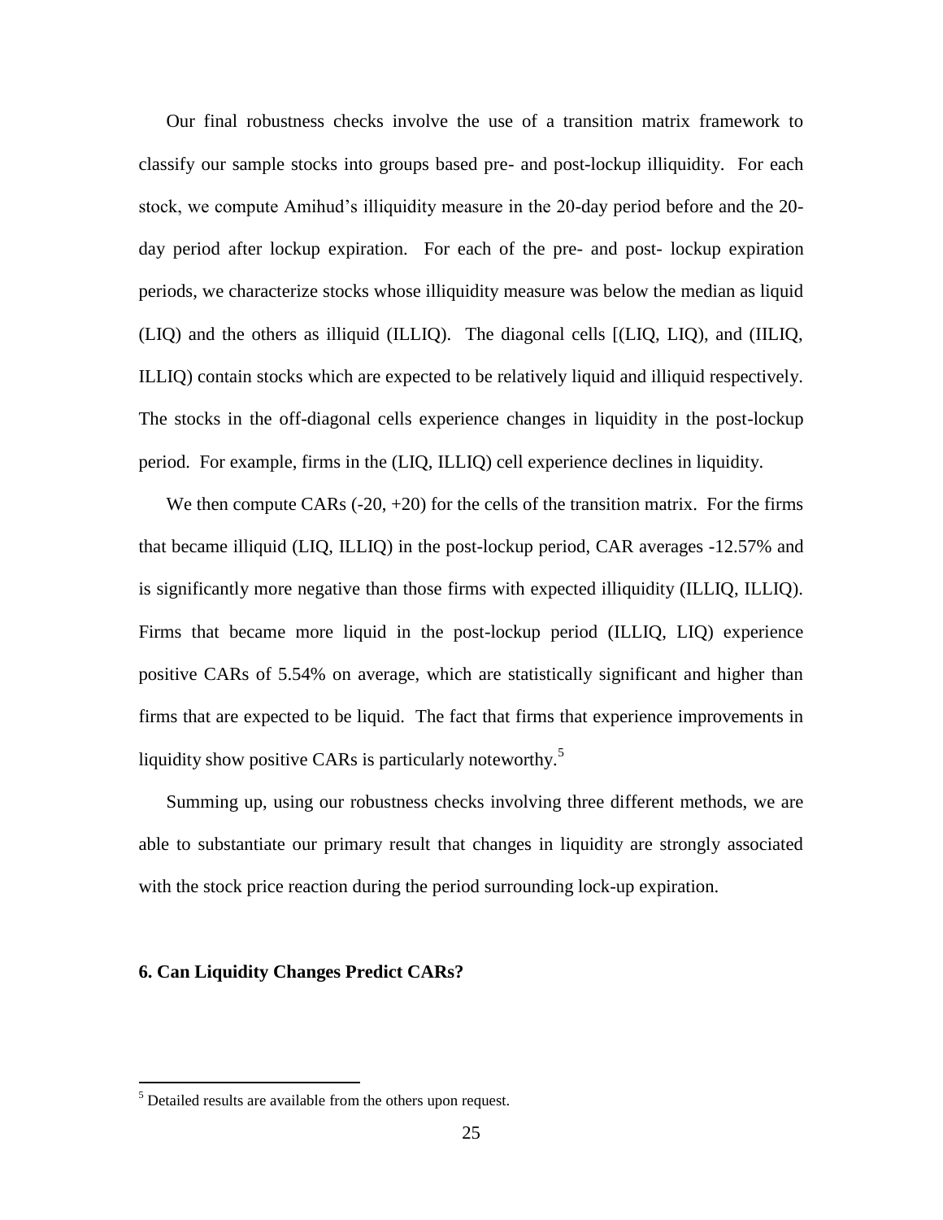Our final robustness checks involve the use of a transition matrix framework to classify our sample stocks into groups based pre- and post-lockup illiquidity. For each stock, we compute Amihud's illiquidity measure in the 20-day period before and the 20-day period after lockup expiration. For each of the pre- and post- lockup expiration periods, we characterize stocks whose illiquidity measure was below the median as liquid (LIQ) and the others as illiquid (ILLIQ). The diagonal cells [(LIQ, LIQ), and (IILIQ, ILLIQ) contain stocks which are expected to be relatively liquid and illiquid respectively. The stocks in the off-diagonal cells experience changes in liquidity in the post-lockup period. For example, firms in the (LIQ, ILLIQ) cell experience declines in liquidity.

We then compute CARs (-20, +20) for the cells of the transition matrix. For the firms that became illiquid (LIQ, ILLIQ) in the post-lockup period, CAR averages -12.57% and is significantly more negative than those firms with expected illiquidity (ILLIQ, ILLIQ). Firms that became more liquid in the post-lockup period (ILLIQ, LIQ) experience positive CARs of 5.54% on average, which are statistically significant and higher than firms that are expected to be liquid. The fact that firms that experience improvements in liquidity show positive CARs is particularly noteworthy.[5]

Summing up, using our robustness checks involving three different methods, we are able to substantiate our primary result that changes in liquidity are strongly associated with the stock price reaction during the period surrounding lock-up expiration.

## 6. Can Liquidity Changes Predict CARs?

[5] Detailed results are available from the others upon request.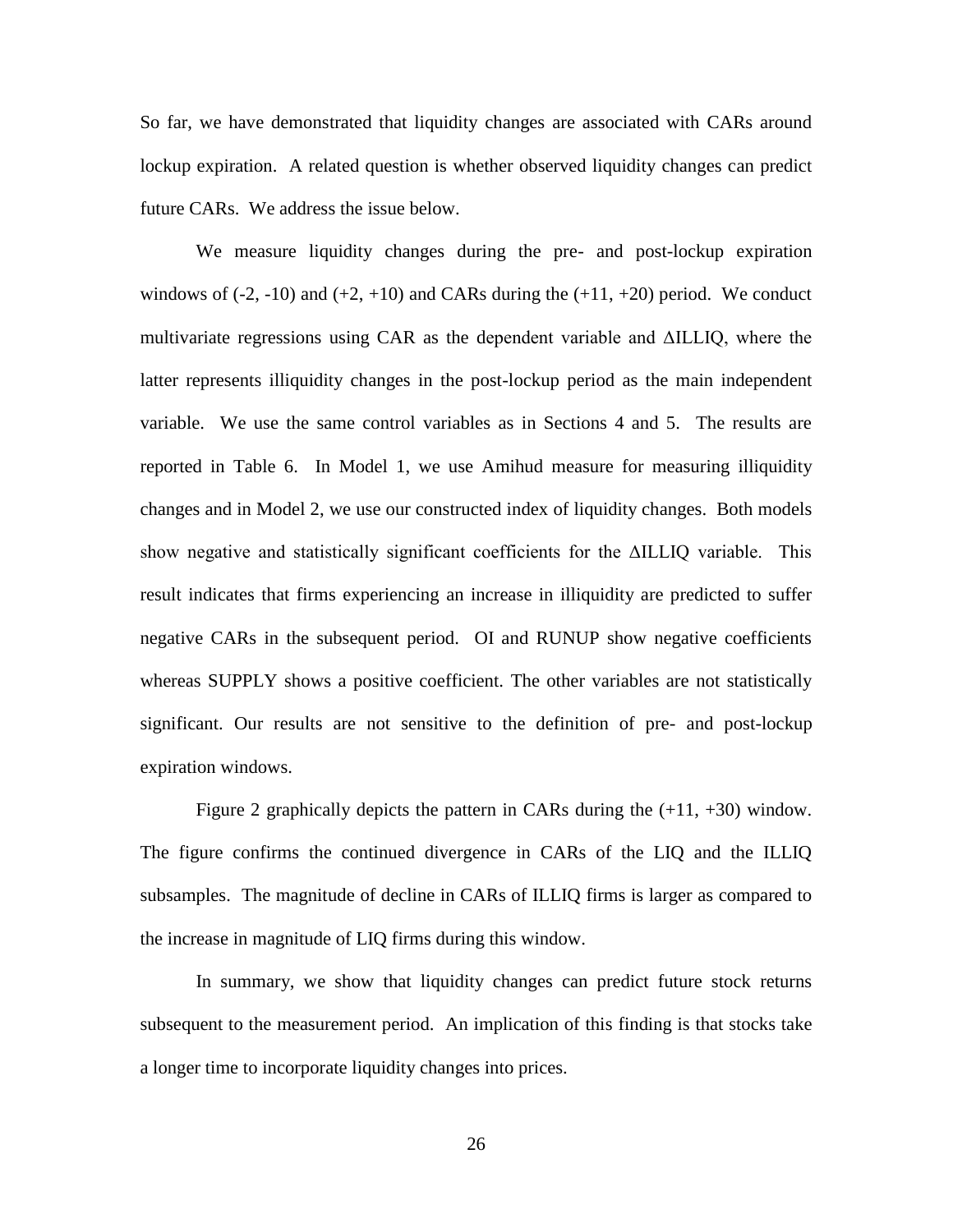So far, we have demonstrated that liquidity changes are associated with CARs around lockup expiration. A related question is whether observed liquidity changes can predict future CARs. We address the issue below.

We measure liquidity changes during the pre- and post-lockup expiration windows of (-2, -10) and (+2, +10) and CARs during the (+11, +20) period. We conduct multivariate regressions using CAR as the dependent variable and ΔILLIQ, where the latter represents illiquidity changes in the post-lockup period as the main independent variable. We use the same control variables as in Sections 4 and 5. The results are reported in Table 6. In Model 1, we use Amihud measure for measuring illiquidity changes and in Model 2, we use our constructed index of liquidity changes. Both models show negative and statistically significant coefficients for the ΔILLIQ variable. This result indicates that firms experiencing an increase in illiquidity are predicted to suffer negative CARs in the subsequent period. OI and RUNUP show negative coefficients whereas SUPPLY shows a positive coefficient. The other variables are not statistically significant. Our results are not sensitive to the definition of pre- and post-lockup expiration windows.

Figure 2 graphically depicts the pattern in CARs during the (+11, +30) window. The figure confirms the continued divergence in CARs of the LIQ and the ILLIQ subsamples. The magnitude of decline in CARs of ILLIQ firms is larger as compared to the increase in magnitude of LIQ firms during this window.

In summary, we show that liquidity changes can predict future stock returns subsequent to the measurement period. An implication of this finding is that stocks take a longer time to incorporate liquidity changes into prices.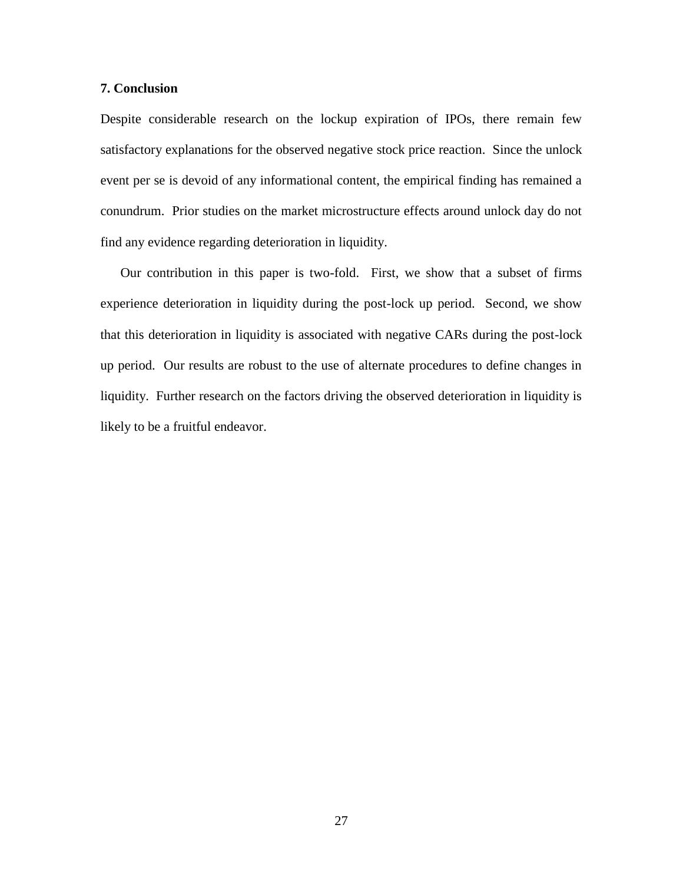## 7. Conclusion

Despite considerable research on the lockup expiration of IPOs, there remain few satisfactory explanations for the observed negative stock price reaction. Since the unlock event per se is devoid of any informational content, the empirical finding has remained a conundrum. Prior studies on the market microstructure effects around unlock day do not find any evidence regarding deterioration in liquidity.

Our contribution in this paper is two-fold. First, we show that a subset of firms experience deterioration in liquidity during the post-lock up period. Second, we show that this deterioration in liquidity is associated with negative CARs during the post-lock up period. Our results are robust to the use of alternate procedures to define changes in liquidity. Further research on the factors driving the observed deterioration in liquidity is likely to be a fruitful endeavor.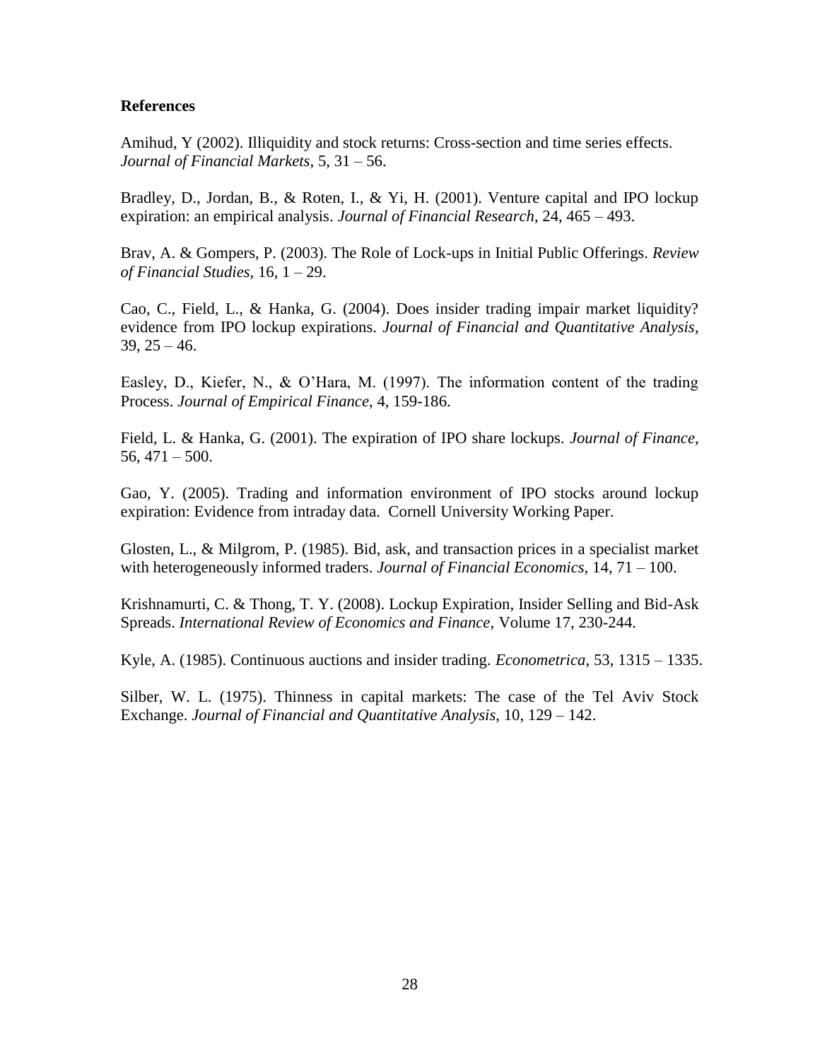**References**

Amihud, Y (2002). Illiquidity and stock returns: Cross-section and time series effects. *Journal of Financial Markets*, 5, 31 – 56.

Bradley, D., Jordan, B., & Roten, I., & Yi, H. (2001). Venture capital and IPO lockup expiration: an empirical analysis. *Journal of Financial Research*, 24, 465 – 493.

Brav, A. & Gompers, P. (2003). The Role of Lock-ups in Initial Public Offerings. *Review of Financial Studies*, 16, 1 – 29.

Cao, C., Field, L., & Hanka, G. (2004). Does insider trading impair market liquidity? evidence from IPO lockup expirations. *Journal of Financial and Quantitative Analysis*, 39, 25 – 46.

Easley, D., Kiefer, N., & O'Hara, M. (1997). The information content of the trading Process. *Journal of Empirical Finance*, 4, 159-186.

Field, L. & Hanka, G. (2001). The expiration of IPO share lockups. *Journal of Finance*, 56, 471 – 500.

Gao, Y. (2005). Trading and information environment of IPO stocks around lockup expiration: Evidence from intraday data. Cornell University Working Paper.

Glosten, L., & Milgrom, P. (1985). Bid, ask, and transaction prices in a specialist market with heterogeneously informed traders. *Journal of Financial Economics*, 14, 71 – 100.

Krishnamurti, C. & Thong, T. Y. (2008). Lockup Expiration, Insider Selling and Bid-Ask Spreads. *International Review of Economics and Finance*, Volume 17, 230-244.

Kyle, A. (1985). Continuous auctions and insider trading. *Econometrica*, 53, 1315 – 1335.

Silber, W. L. (1975). Thinness in capital markets: The case of the Tel Aviv Stock Exchange. *Journal of Financial and Quantitative Analysis*, 10, 129 – 142.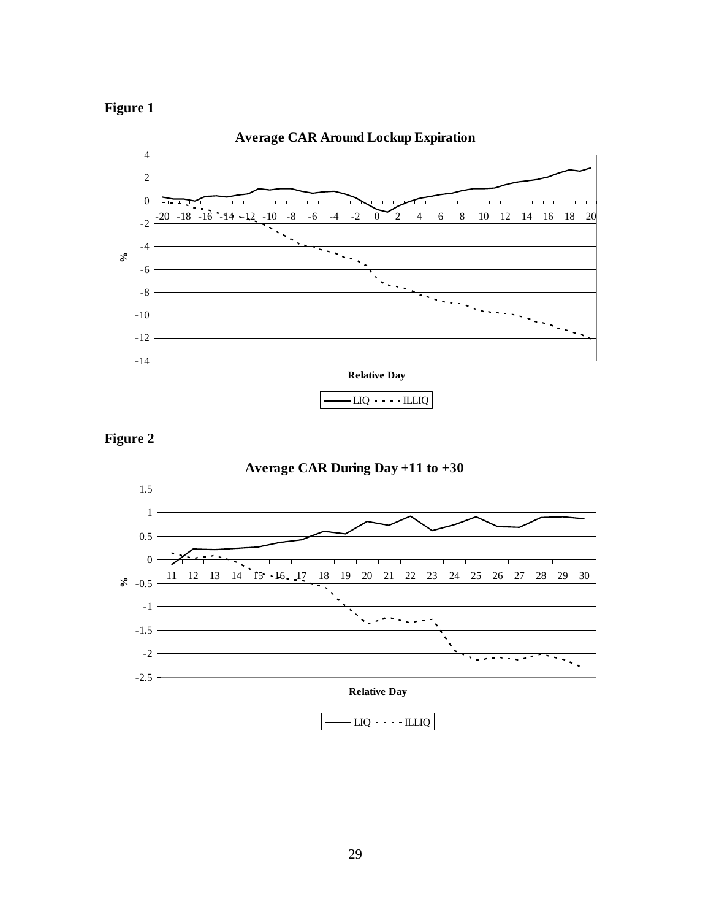**Figure 1**

**Average CAR Around Lockup Expiration**

**Figure 2**

**Average CAR During Day +11 to +30**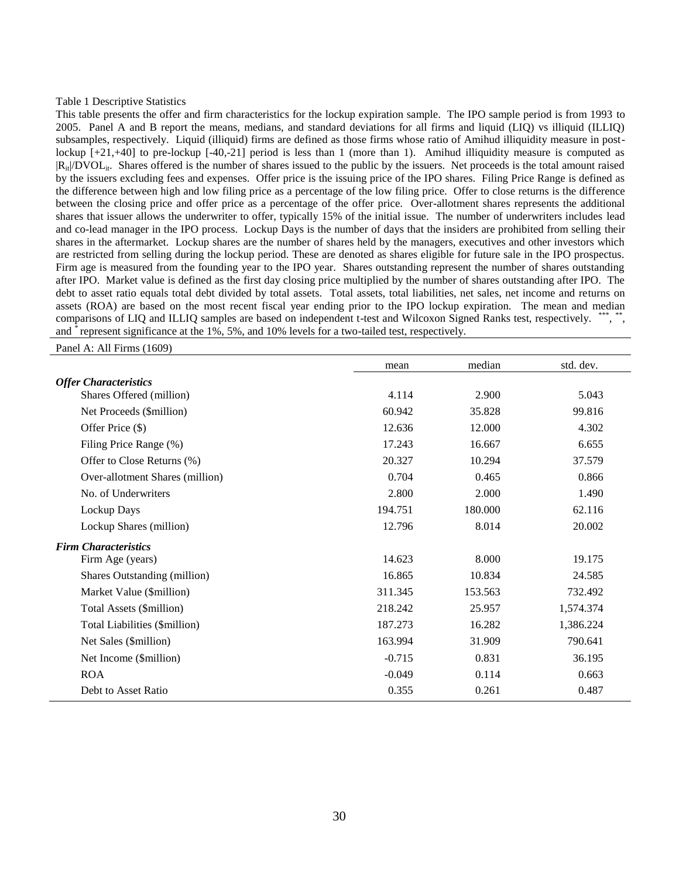Table 1 Descriptive Statistics

This table presents the offer and firm characteristics for the lockup expiration sample. The IPO sample period is from 1993 to 2005. Panel A and B report the means, medians, and standard deviations for all firms and liquid (LIQ) vs illiquid (ILLIQ) subsamples, respectively. Liquid (illiquid) firms are defined as those firms whose ratio of Amihud illiquidity measure in post-lockup [+21,+40] to pre-lockup [-40,-21] period is less than 1 (more than 1). Amihud illiquidity measure is computed as $|R_{it}|/DVOL_{it}$. Shares offered is the number of shares issued to the public by the issuers. Net proceeds is the total amount raised by the issuers excluding fees and expenses. Offer price is the issuing price of the IPO shares. Filing Price Range is defined as the difference between high and low filing price as a percentage of the low filing price. Offer to close returns is the difference between the closing price and offer price as a percentage of the offer price. Over-allotment shares represents the additional shares that issuer allows the underwriter to offer, typically 15% of the initial issue. The number of underwriters includes lead and co-lead manager in the IPO process. Lockup Days is the number of days that the insiders are prohibited from selling their shares in the aftermarket. Lockup shares are the number of shares held by the managers, executives and other investors which are restricted from selling during the lockup period. These are denoted as shares eligible for future sale in the IPO prospectus. Firm age is measured from the founding year to the IPO year. Shares outstanding represent the number of shares outstanding after IPO. Market value is defined as the first day closing price multiplied by the number of shares outstanding after IPO. The debt to asset ratio equals total debt divided by total assets. Total assets, total liabilities, net sales, net income and returns on assets (ROA) are based on the most recent fiscal year ending prior to the IPO lockup expiration. The mean and median comparisons of LIQ and ILLIQ samples are based on independent t-test and Wilcoxon Signed Ranks test, respectively. ***, **, and * represent significance at the 1%, 5%, and 10% levels for a two-tailed test, respectively.

Panel A: All Firms (1609)

| | mean | median | std. dev. |
|---|---|---|---|
| ***Offer Characteristics*** | | | |
| Shares Offered (million) | 4.114 | 2.900 | 5.043 |
| Net Proceeds ($million) | 60.942 | 35.828 | 99.816 |
| Offer Price ($) | 12.636 | 12.000 | 4.302 |
| Filing Price Range (%) | 17.243 | 16.667 | 6.655 |
| Offer to Close Returns (%) | 20.327 | 10.294 | 37.579 |
| Over-allotment Shares (million) | 0.704 | 0.465 | 0.866 |
| No. of Underwriters | 2.800 | 2.000 | 1.490 |
| Lockup Days | 194.751 | 180.000 | 62.116 |
| Lockup Shares (million) | 12.796 | 8.014 | 20.002 |
| ***Firm Characteristics*** | | | |
| Firm Age (years) | 14.623 | 8.000 | 19.175 |
| Shares Outstanding (million) | 16.865 | 10.834 | 24.585 |
| Market Value ($million) | 311.345 | 153.563 | 732.492 |
| Total Assets ($million) | 218.242 | 25.957 | 1,574.374 |
| Total Liabilities ($million) | 187.273 | 16.282 | 1,386.224 |
| Net Sales ($million) | 163.994 | 31.909 | 790.641 |
| Net Income ($million) | -0.715 | 0.831 | 36.195 |
| ROA | -0.049 | 0.114 | 0.663 |
| Debt to Asset Ratio | 0.355 | 0.261 | 0.487 |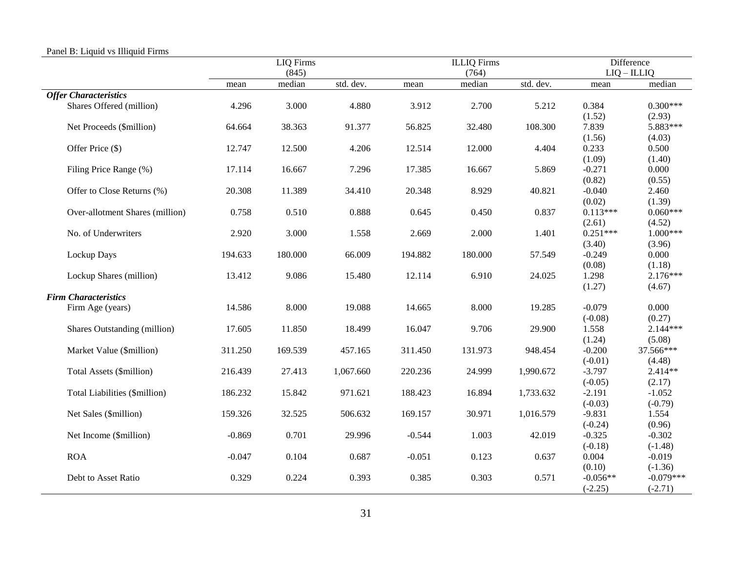Panel B: Liquid vs Illiquid Firms

| | LIQ Firms (845) | | | ILLIQ Firms (764) | | | Difference LIQ – ILLIQ | |
|---|---|---|---|---|---|---|---|---|
| | mean | median | std. dev. | mean | median | std. dev. | mean | median |
| ***Offer Characteristics*** | | | | | | | | |
| Shares Offered (million) | 4.296 | 3.000 | 4.880 | 3.912 | 2.700 | 5.212 | 0.384 | 0.300*** |
| | | | | | | | (1.52) | (2.93) |
| Net Proceeds ($million) | 64.664 | 38.363 | 91.377 | 56.825 | 32.480 | 108.300 | 7.839 | 5.883*** |
| | | | | | | | (1.56) | (4.03) |
| Offer Price ($) | 12.747 | 12.500 | 4.206 | 12.514 | 12.000 | 4.404 | 0.233 | 0.500 |
| | | | | | | | (1.09) | (1.40) |
| Filing Price Range (%) | 17.114 | 16.667 | 7.296 | 17.385 | 16.667 | 5.869 | -0.271 | 0.000 |
| | | | | | | | (0.82) | (0.55) |
| Offer to Close Returns (%) | 20.308 | 11.389 | 34.410 | 20.348 | 8.929 | 40.821 | -0.040 | 2.460 |
| | | | | | | | (0.02) | (1.39) |
| Over-allotment Shares (million) | 0.758 | 0.510 | 0.888 | 0.645 | 0.450 | 0.837 | 0.113*** | 0.060*** |
| | | | | | | | (2.61) | (4.52) |
| No. of Underwriters | 2.920 | 3.000 | 1.558 | 2.669 | 2.000 | 1.401 | 0.251*** | 1.000*** |
| | | | | | | | (3.40) | (3.96) |
| Lockup Days | 194.633 | 180.000 | 66.009 | 194.882 | 180.000 | 57.549 | -0.249 | 0.000 |
| | | | | | | | (0.08) | (1.18) |
| Lockup Shares (million) | 13.412 | 9.086 | 15.480 | 12.114 | 6.910 | 24.025 | 1.298 | 2.176*** |
| | | | | | | | (1.27) | (4.67) |
| ***Firm Characteristics*** | | | | | | | | |
| Firm Age (years) | 14.586 | 8.000 | 19.088 | 14.665 | 8.000 | 19.285 | -0.079 | 0.000 |
| | | | | | | | (-0.08) | (0.27) |
| Shares Outstanding (million) | 17.605 | 11.850 | 18.499 | 16.047 | 9.706 | 29.900 | 1.558 | 2.144*** |
| | | | | | | | (1.24) | (5.08) |
| Market Value ($million) | 311.250 | 169.539 | 457.165 | 311.450 | 131.973 | 948.454 | -0.200 | 37.566*** |
| | | | | | | | (-0.01) | (4.48) |
| Total Assets ($million) | 216.439 | 27.413 | 1,067.660 | 220.236 | 24.999 | 1,990.672 | -3.797 | 2.414** |
| | | | | | | | (-0.05) | (2.17) |
| Total Liabilities ($million) | 186.232 | 15.842 | 971.621 | 188.423 | 16.894 | 1,733.632 | -2.191 | -1.052 |
| | | | | | | | (-0.03) | (-0.79) |
| Net Sales ($million) | 159.326 | 32.525 | 506.632 | 169.157 | 30.971 | 1,016.579 | -9.831 | 1.554 |
| | | | | | | | (-0.24) | (0.96) |
| Net Income ($million) | -0.869 | 0.701 | 29.996 | -0.544 | 1.003 | 42.019 | -0.325 | -0.302 |
| | | | | | | | (-0.18) | (-1.48) |
| ROA | -0.047 | 0.104 | 0.687 | -0.051 | 0.123 | 0.637 | 0.004 | -0.019 |
| | | | | | | | (0.10) | (-1.36) |
| Debt to Asset Ratio | 0.329 | 0.224 | 0.393 | 0.385 | 0.303 | 0.571 | -0.056** | -0.079*** |
| | | | | | | | (-2.25) | (-2.71) |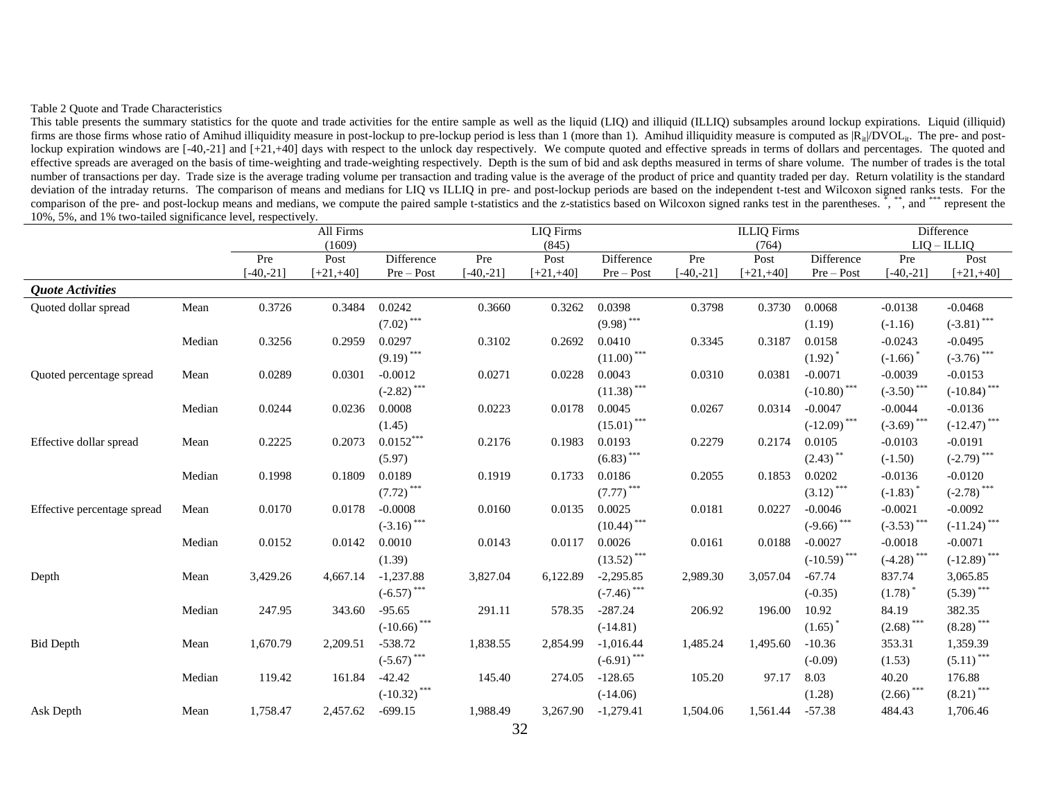Table 2 Quote and Trade Characteristics

This table presents the summary statistics for the quote and trade activities for the entire sample as well as the liquid (LIQ) and illiquid (ILLIQ) subsamples around lockup expirations. Liquid (illiquid) firms are those firms whose ratio of Amihud illiquidity measure in post-lockup to pre-lockup period is less than 1 (more than 1). Amihud illiquidity measure is computed as $|R_{it}|/DVOL_{it}$. The pre- and post-lockup expiration windows are [-40,-21] and [+21,+40] days with respect to the unlock day respectively. We compute quoted and effective spreads in terms of dollars and percentages. The quoted and effective spreads are averaged on the basis of time-weighting and trade-weighting respectively. Depth is the sum of bid and ask depths measured in terms of share volume. The number of trades is the total number of transactions per day. Trade size is the average trading volume per transaction and trading value is the average of the product of price and quantity traded per day. Return volatility is the standard deviation of the intraday returns. The comparison of means and medians for LIQ vs ILLIQ in pre- and post-lockup periods are based on the independent t-test and Wilcoxon signed ranks tests. For the comparison of the pre- and post-lockup means and medians, we compute the paired sample t-statistics and the z-statistics based on Wilcoxon signed ranks test in the parentheses. *, **, and *** represent the 10%, 5%, and 1% two-tailed significance level, respectively.

| | | All Firms (1609) | | | LIQ Firms (845) | | | ILLIQ Firms (764) | | | Difference LIQ – ILLIQ | |
|---|---|---|---|---|---|---|---|---|---|---|---|---|
| | | Pre [-40,-21] | Post [+21,+40] | Difference Pre – Post | Pre [-40,-21] | Post [+21,+40] | Difference Pre – Post | Pre [-40,-21] | Post [+21,+40] | Difference Pre – Post | Pre [-40,-21] | Post [+21,+40] |
| ***Quote Activities*** | | | | | | | | | | | | |
| Quoted dollar spread | Mean | 0.3726 | 0.3484 | 0.0242 | 0.3660 | 0.3262 | 0.0398 | 0.3798 | 0.3730 | 0.0068 | -0.0138 | -0.0468 |
| | | | | (7.02)*** | | | (9.98)*** | | | (1.19) | (-1.16) | (-3.81)*** |
| | Median | 0.3256 | 0.2959 | 0.0297 | 0.3102 | 0.2692 | 0.0410 | 0.3345 | 0.3187 | 0.0158 | -0.0243 | -0.0495 |
| | | | | (9.19)*** | | | (11.00)*** | | | (1.92)* | (-1.66)* | (-3.76)*** |
| Quoted percentage spread | Mean | 0.0289 | 0.0301 | -0.0012 | 0.0271 | 0.0228 | 0.0043 | 0.0310 | 0.0381 | -0.0071 | -0.0039 | -0.0153 |
| | | | | (-2.82)*** | | | (11.38)*** | | | (-10.80)*** | (-3.50)*** | (-10.84)*** |
| | Median | 0.0244 | 0.0236 | 0.0008 | 0.0223 | 0.0178 | 0.0045 | 0.0267 | 0.0314 | -0.0047 | -0.0044 | -0.0136 |
| | | | | (1.45) | | | (15.01)*** | | | (-12.09)*** | (-3.69)*** | (-12.47)*** |
| Effective dollar spread | Mean | 0.2225 | 0.2073 | 0.0152*** | 0.2176 | 0.1983 | 0.0193 | 0.2279 | 0.2174 | 0.0105 | -0.0103 | -0.0191 |
| | | | | (5.97) | | | (6.83)*** | | | (2.43)** | (-1.50) | (-2.79)*** |
| | Median | 0.1998 | 0.1809 | 0.0189 | 0.1919 | 0.1733 | 0.0186 | 0.2055 | 0.1853 | 0.0202 | -0.0136 | -0.0120 |
| | | | | (7.72)*** | | | (7.77)*** | | | (3.12)*** | (-1.83)* | (-2.78)*** |
| Effective percentage spread | Mean | 0.0170 | 0.0178 | -0.0008 | 0.0160 | 0.0135 | 0.0025 | 0.0181 | 0.0227 | -0.0046 | -0.0021 | -0.0092 |
| | | | | (-3.16)*** | | | (10.44)*** | | | (-9.66)*** | (-3.53)*** | (-11.24)*** |
| | Median | 0.0152 | 0.0142 | 0.0010 | 0.0143 | 0.0117 | 0.0026 | 0.0161 | 0.0188 | -0.0027 | -0.0018 | -0.0071 |
| | | | | (1.39) | | | (13.52)*** | | | (-10.59)*** | (-4.28)*** | (-12.89)*** |
| Depth | Mean | 3,429.26 | 4,667.14 | -1,237.88 | 3,827.04 | 6,122.89 | -2,295.85 | 2,989.30 | 3,057.04 | -67.74 | 837.74 | 3,065.85 |
| | | | | (-6.57)*** | | | (-7.46)*** | | | (-0.35) | (1.78)* | (5.39)*** |
| | Median | 247.95 | 343.60 | -95.65 | 291.11 | 578.35 | -287.24 | 206.92 | 196.00 | 10.92 | 84.19 | 382.35 |
| | | | | (-10.66)*** | | | (-14.81) | | | (1.65)* | (2.68)*** | (8.28)*** |
| Bid Depth | Mean | 1,670.79 | 2,209.51 | -538.72 | 1,838.55 | 2,854.99 | -1,016.44 | 1,485.24 | 1,495.60 | -10.36 | 353.31 | 1,359.39 |
| | | | | (-5.67)*** | | | (-6.91)*** | | | (-0.09) | (1.53) | (5.11)*** |
| | Median | 119.42 | 161.84 | -42.42 | 145.40 | 274.05 | -128.65 | 105.20 | 97.17 | 8.03 | 40.20 | 176.88 |
| | | | | (-10.32)*** | | | (-14.06) | | | (1.28) | (2.66)*** | (8.21)*** |
| Ask Depth | Mean | 1,758.47 | 2,457.62 | -699.15 | 1,988.49 | 3,267.90 | -1,279.41 | 1,504.06 | 1,561.44 | -57.38 | 484.43 | 1,706.46 |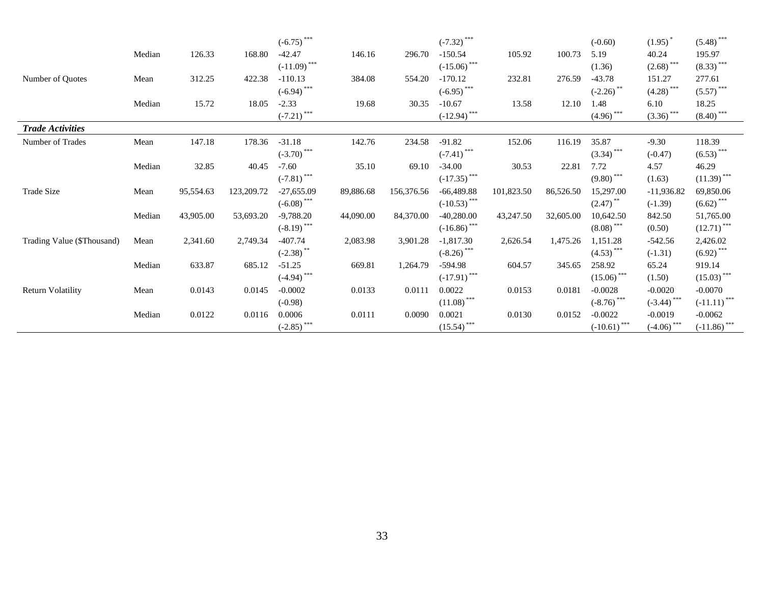| | | | | | | | | | | | | |
|---|---|---|---|---|---|---|---|---|---|---|---|---|
| | | | | (-6.75) *** | | | (-7.32) *** | | | (-0.60) | (1.95) * | (5.48) *** |
| | Median | 126.33 | 168.80 | -42.47 | 146.16 | 296.70 | -150.54 | 105.92 | 100.73 | 5.19 | 40.24 | 195.97 |
| | | | | (-11.09) *** | | | (-15.06) *** | | | (1.36) | (2.68) *** | (8.33) *** |
| Number of Quotes | Mean | 312.25 | 422.38 | -110.13 | 384.08 | 554.20 | -170.12 | 232.81 | 276.59 | -43.78 | 151.27 | 277.61 |
| | | | | (-6.94) *** | | | (-6.95) *** | | | (-2.26) ** | (4.28) *** | (5.57) *** |
| | Median | 15.72 | 18.05 | -2.33 | 19.68 | 30.35 | -10.67 | 13.58 | 12.10 | 1.48 | 6.10 | 18.25 |
| | | | | (-7.21) *** | | | (-12.94) *** | | | (4.96) *** | (3.36) *** | (8.40) *** |
| ***Trade Activities*** | | | | | | | | | | | | |
| Number of Trades | Mean | 147.18 | 178.36 | -31.18 | 142.76 | 234.58 | -91.82 | 152.06 | 116.19 | 35.87 | -9.30 | 118.39 |
| | | | | (-3.70) *** | | | (-7.41) *** | | | (3.34) *** | (-0.47) | (6.53) *** |
| | Median | 32.85 | 40.45 | -7.60 | 35.10 | 69.10 | -34.00 | 30.53 | 22.81 | 7.72 | 4.57 | 46.29 |
| | | | | (-7.81) *** | | | (-17.35) *** | | | (9.80) *** | (1.63) | (11.39) *** |
| Trade Size | Mean | 95,554.63 | 123,209.72 | -27,655.09 | 89,886.68 | 156,376.56 | -66,489.88 | 101,823.50 | 86,526.50 | 15,297.00 | -11,936.82 | 69,850.06 |
| | | | | (-6.08) *** | | | (-10.53) *** | | | (2.47) ** | (-1.39) | (6.62) *** |
| | Median | 43,905.00 | 53,693.20 | -9,788.20 | 44,090.00 | 84,370.00 | -40,280.00 | 43,247.50 | 32,605.00 | 10,642.50 | 842.50 | 51,765.00 |
| | | | | (-8.19) *** | | | (-16.86) *** | | | (8.08) *** | (0.50) | (12.71) *** |
| Trading Value ($Thousand) | Mean | 2,341.60 | 2,749.34 | -407.74 | 2,083.98 | 3,901.28 | -1,817.30 | 2,626.54 | 1,475.26 | 1,151.28 | -542.56 | 2,426.02 |
| | | | | (-2.38) ** | | | (-8.26) *** | | | (4.53) *** | (-1.31) | (6.92) *** |
| | Median | 633.87 | 685.12 | -51.25 | 669.81 | 1,264.79 | -594.98 | 604.57 | 345.65 | 258.92 | 65.24 | 919.14 |
| | | | | (-4.94) *** | | | (-17.91) *** | | | (15.06) *** | (1.50) | (15.03) *** |
| Return Volatility | Mean | 0.0143 | 0.0145 | -0.0002 | 0.0133 | 0.0111 | 0.0022 | 0.0153 | 0.0181 | -0.0028 | -0.0020 | -0.0070 |
| | | | | (-0.98) | | | (11.08) *** | | | (-8.76) *** | (-3.44) *** | (-11.11) *** |
| | Median | 0.0122 | 0.0116 | 0.0006 | 0.0111 | 0.0090 | 0.0021 | 0.0130 | 0.0152 | -0.0022 | -0.0019 | -0.0062 |
| | | | | (-2.85) *** | | | (15.54) *** | | | (-10.61) *** | (-4.06) *** | (-11.86) *** |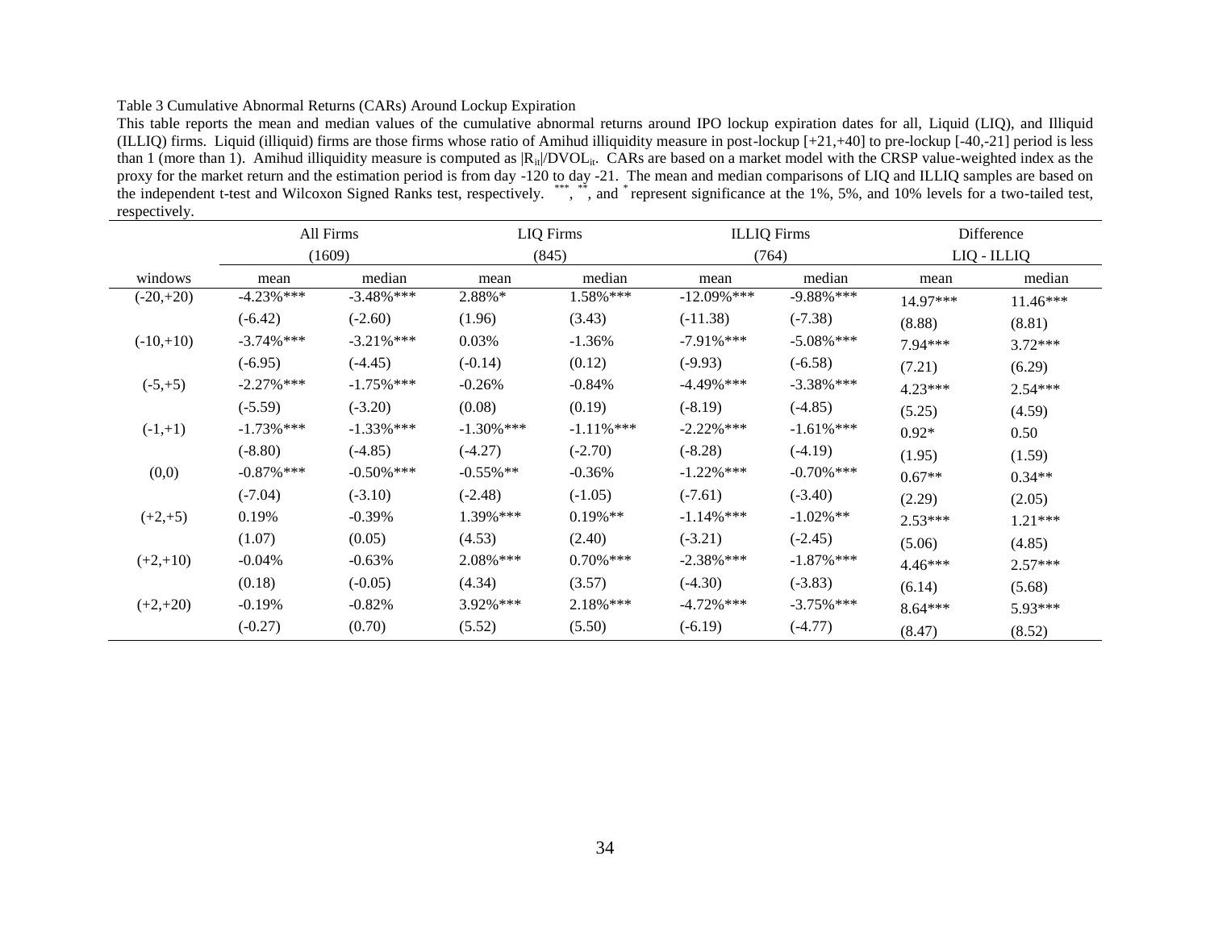Table 3 Cumulative Abnormal Returns (CARs) Around Lockup Expiration

This table reports the mean and median values of the cumulative abnormal returns around IPO lockup expiration dates for all, Liquid (LIQ), and Illiquid (ILLIQ) firms. Liquid (illiquid) firms are those firms whose ratio of Amihud illiquidity measure in post-lockup [+21,+40] to pre-lockup [-40,-21] period is less than 1 (more than 1). Amihud illiquidity measure is computed as $|R_{it}|/DVOL_{it}$. CARs are based on a market model with the CRSP value-weighted index as the proxy for the market return and the estimation period is from day -120 to day -21. The mean and median comparisons of LIQ and ILLIQ samples are based on the independent t-test and Wilcoxon Signed Ranks test, respectively. ***, **, and * represent significance at the 1%, 5%, and 10% levels for a two-tailed test, respectively.

| | All Firms (1609) | | LIQ Firms (845) | | ILLIQ Firms (764) | | Difference LIQ - ILLIQ | |
|---|---|---|---|---|---|---|---|---|
| windows | mean | median | mean | median | mean | median | mean | median |
| (-20,+20) | -4.23%*** | -3.48%*** | 2.88%* | 1.58%*** | -12.09%*** | -9.88%*** | 14.97*** | 11.46*** |
| | (-6.42) | (-2.60) | (1.96) | (3.43) | (-11.38) | (-7.38) | (8.88) | (8.81) |
| (-10,+10) | -3.74%*** | -3.21%*** | 0.03% | -1.36% | -7.91%*** | -5.08%*** | 7.94*** | 3.72*** |
| | (-6.95) | (-4.45) | (-0.14) | (0.12) | (-9.93) | (-6.58) | (7.21) | (6.29) |
| (-5,+5) | -2.27%*** | -1.75%*** | -0.26% | -0.84% | -4.49%*** | -3.38%*** | 4.23*** | 2.54*** |
| | (-5.59) | (-3.20) | (0.08) | (0.19) | (-8.19) | (-4.85) | (5.25) | (4.59) |
| (-1,+1) | -1.73%*** | -1.33%*** | -1.30%*** | -1.11%*** | -2.22%*** | -1.61%*** | 0.92* | 0.50 |
| | (-8.80) | (-4.85) | (-4.27) | (-2.70) | (-8.28) | (-4.19) | (1.95) | (1.59) |
| (0,0) | -0.87%*** | -0.50%*** | -0.55%** | -0.36% | -1.22%*** | -0.70%*** | 0.67** | 0.34** |
| | (-7.04) | (-3.10) | (-2.48) | (-1.05) | (-7.61) | (-3.40) | (2.29) | (2.05) |
| (+2,+5) | 0.19% | -0.39% | 1.39%*** | 0.19%** | -1.14%*** | -1.02%** | 2.53*** | 1.21*** |
| | (1.07) | (0.05) | (4.53) | (2.40) | (-3.21) | (-2.45) | (5.06) | (4.85) |
| (+2,+10) | -0.04% | -0.63% | 2.08%*** | 0.70%*** | -2.38%*** | -1.87%*** | 4.46*** | 2.57*** |
| | (0.18) | (-0.05) | (4.34) | (3.57) | (-4.30) | (-3.83) | (6.14) | (5.68) |
| (+2,+20) | -0.19% | -0.82% | 3.92%*** | 2.18%*** | -4.72%*** | -3.75%*** | 8.64*** | 5.93*** |
| | (-0.27) | (0.70) | (5.52) | (5.50) | (-6.19) | (-4.77) | (8.47) | (8.52) |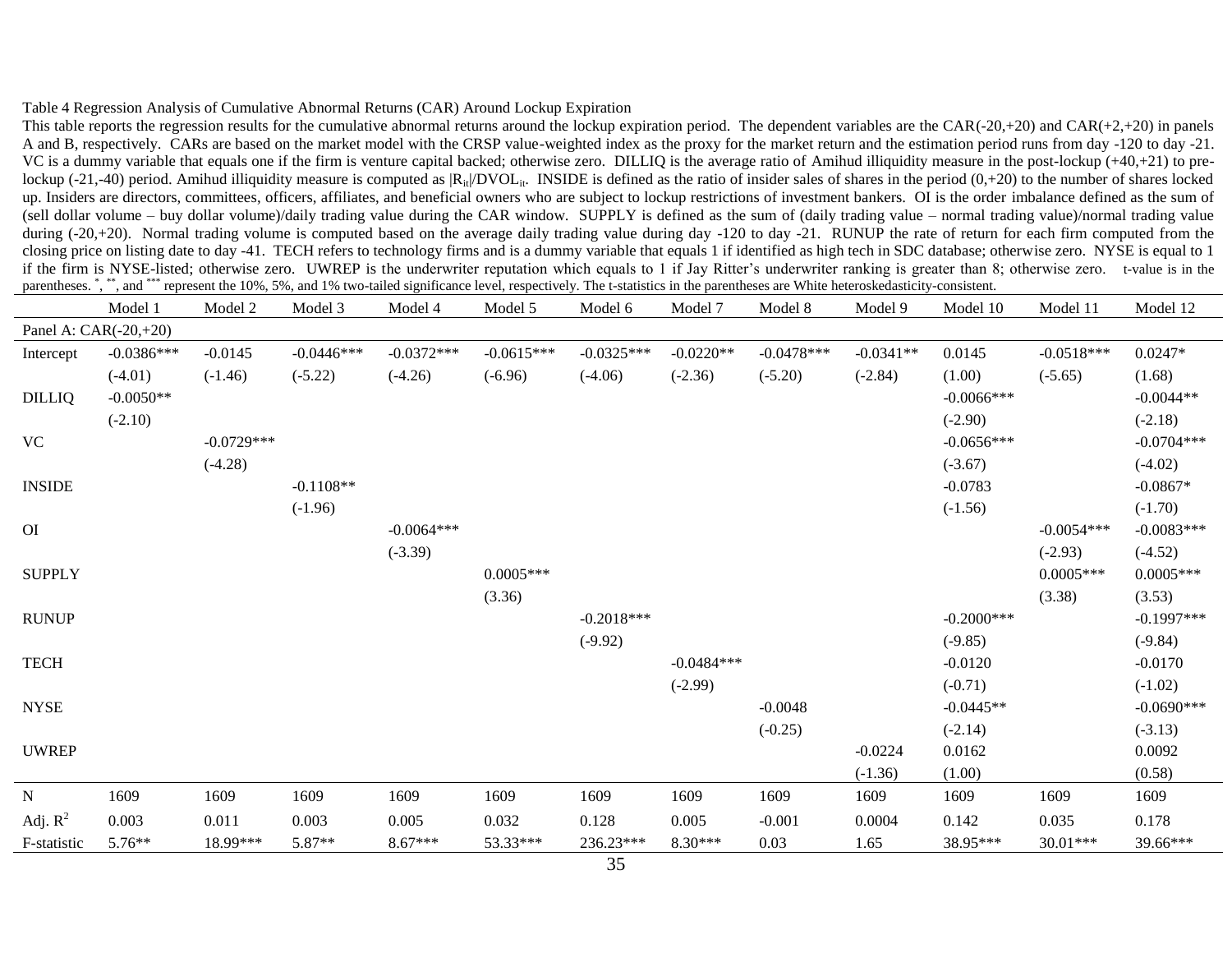Table 4 Regression Analysis of Cumulative Abnormal Returns (CAR) Around Lockup Expiration

This table reports the regression results for the cumulative abnormal returns around the lockup expiration period. The dependent variables are the CAR(-20,+20) and CAR(+2,+20) in panels A and B, respectively. CARs are based on the market model with the CRSP value-weighted index as the proxy for the market return and the estimation period runs from day -120 to day -21. VC is a dummy variable that equals one if the firm is venture capital backed; otherwise zero. DILLIQ is the average ratio of Amihud illiquidity measure in the post-lockup (+40,+21) to pre-lockup (-21,-40) period. Amihud illiquidity measure is computed as $|R_{it}|/DVOL_{it}$. INSIDE is defined as the ratio of insider sales of shares in the period (0,+20) to the number of shares locked up. Insiders are directors, committees, officers, affiliates, and beneficial owners who are subject to lockup restrictions of investment bankers. OI is the order imbalance defined as the sum of (sell dollar volume – buy dollar volume)/daily trading value during the CAR window. SUPPLY is defined as the sum of (daily trading value – normal trading value)/normal trading value during (-20,+20). Normal trading volume is computed based on the average daily trading value during day -120 to day -21. RUNUP the rate of return for each firm computed from the closing price on listing date to day -41. TECH refers to technology firms and is a dummy variable that equals 1 if identified as high tech in SDC database; otherwise zero. NYSE is equal to 1 if the firm is NYSE-listed; otherwise zero. UWREP is the underwriter reputation which equals to 1 if Jay Ritter's underwriter ranking is greater than 8; otherwise zero. t-value is in the parentheses. *, **, and *** represent the 10%, 5%, and 1% two-tailed significance level, respectively. The t-statistics in the parentheses are White heteroskedasticity-consistent.

| | Model 1 | Model 2 | Model 3 | Model 4 | Model 5 | Model 6 | Model 7 | Model 8 | Model 9 | Model 10 | Model 11 | Model 12 |
|---|---|---|---|---|---|---|---|---|---|---|---|---|
| Panel A: CAR(-20,+20) | | | | | | | | | | | | |
| Intercept | -0.0386*** | -0.0145 | -0.0446*** | -0.0372*** | -0.0615*** | -0.0325*** | -0.0220** | -0.0478*** | -0.0341** | 0.0145 | -0.0518*** | 0.0247* |
| | (-4.01) | (-1.46) | (-5.22) | (-4.26) | (-6.96) | (-4.06) | (-2.36) | (-5.20) | (-2.84) | (1.00) | (-5.65) | (1.68) |
| DILLIQ | -0.0050** | | | | | | | | | -0.0066*** | | -0.0044** |
| | (-2.10) | | | | | | | | | (-2.90) | | (-2.18) |
| VC | | -0.0729*** | | | | | | | | -0.0656*** | | -0.0704*** |
| | | (-4.28) | | | | | | | | (-3.67) | | (-4.02) |
| INSIDE | | | -0.1108** | | | | | | | -0.0783 | | -0.0867* |
| | | | (-1.96) | | | | | | | (-1.56) | | (-1.70) |
| OI | | | | -0.0064*** | | | | | | | -0.0054*** | -0.0083*** |
| | | | | (-3.39) | | | | | | | (-2.93) | (-4.52) |
| SUPPLY | | | | | 0.0005*** | | | | | | 0.0005*** | 0.0005*** |
| | | | | | (3.36) | | | | | | (3.38) | (3.53) |
| RUNUP | | | | | | -0.2018*** | | | | -0.2000*** | | -0.1997*** |
| | | | | | | (-9.92) | | | | (-9.85) | | (-9.84) |
| TECH | | | | | | | -0.0484*** | | | -0.0120 | | -0.0170 |
| | | | | | | | (-2.99) | | | (-0.71) | | (-1.02) |
| NYSE | | | | | | | | -0.0048 | | -0.0445** | | -0.0690*** |
| | | | | | | | | (-0.25) | | (-2.14) | | (-3.13) |
| UWREP | | | | | | | | | -0.0224 | 0.0162 | | 0.0092 |
| | | | | | | | | | (-1.36) | (1.00) | | (0.58) |
| N | 1609 | 1609 | 1609 | 1609 | 1609 | 1609 | 1609 | 1609 | 1609 | 1609 | 1609 | 1609 |
| Adj. $R^2$ | 0.003 | 0.011 | 0.003 | 0.005 | 0.032 | 0.128 | 0.005 | -0.001 | 0.0004 | 0.142 | 0.035 | 0.178 |
| F-statistic | 5.76** | 18.99*** | 5.87** | 8.67*** | 53.33*** | 236.23*** | 8.30*** | 0.03 | 1.65 | 38.95*** | 30.01*** | 39.66*** |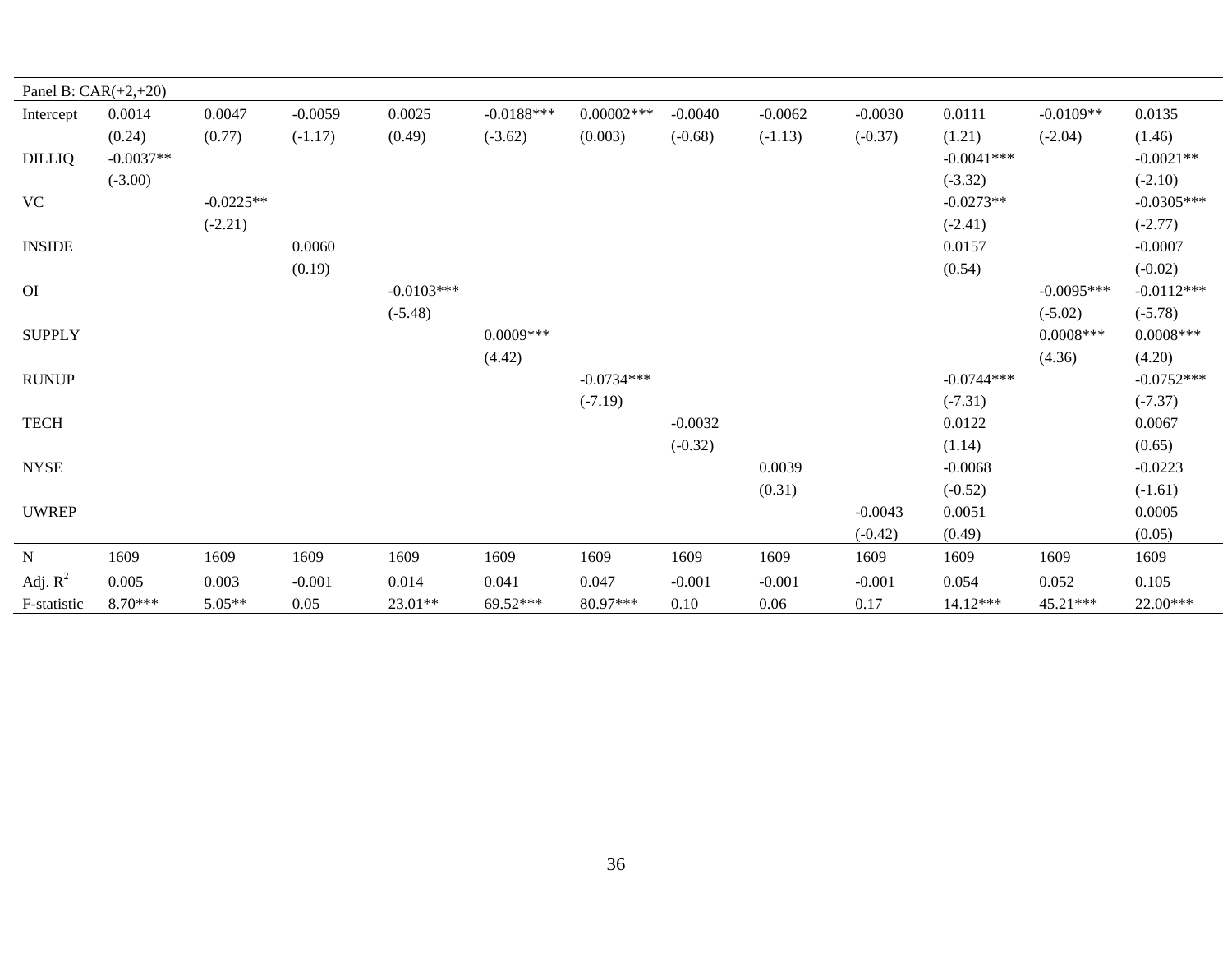| Panel B: CAR(+2,+20) | | | | | | | | | | | | |
|---|---|---|---|---|---|---|---|---|---|---|---|---|
| Intercept | 0.0014 | 0.0047 | -0.0059 | 0.0025 | -0.0188*** | 0.00002*** | -0.0040 | -0.0062 | -0.0030 | 0.0111 | -0.0109** | 0.0135 |
| | (0.24) | (0.77) | (-1.17) | (0.49) | (-3.62) | (0.003) | (-0.68) | (-1.13) | (-0.37) | (1.21) | (-2.04) | (1.46) |
| DILLIQ | -0.0037** | | | | | | | | | -0.0041*** | | -0.0021** |
| | (-3.00) | | | | | | | | | (-3.32) | | (-2.10) |
| VC | | -0.0225** | | | | | | | | -0.0273** | | -0.0305*** |
| | | (-2.21) | | | | | | | | (-2.41) | | (-2.77) |
| INSIDE | | | 0.0060 | | | | | | | 0.0157 | | -0.0007 |
| | | | (0.19) | | | | | | | (0.54) | | (-0.02) |
| OI | | | | -0.0103*** | | | | | | | -0.0095*** | -0.0112*** |
| | | | | (-5.48) | | | | | | | (-5.02) | (-5.78) |
| SUPPLY | | | | | 0.0009*** | | | | | | 0.0008*** | 0.0008*** |
| | | | | | (4.42) | | | | | | (4.36) | (4.20) |
| RUNUP | | | | | | -0.0734*** | | | | -0.0744*** | | -0.0752*** |
| | | | | | | (-7.19) | | | | (-7.31) | | (-7.37) |
| TECH | | | | | | | -0.0032 | | | 0.0122 | | 0.0067 |
| | | | | | | | (-0.32) | | | (1.14) | | (0.65) |
| NYSE | | | | | | | | 0.0039 | | -0.0068 | | -0.0223 |
| | | | | | | | | (0.31) | | (-0.52) | | (-1.61) |
| UWREP | | | | | | | | | -0.0043 | 0.0051 | | 0.0005 |
| | | | | | | | | | (-0.42) | (0.49) | | (0.05) |
| N | 1609 | 1609 | 1609 | 1609 | 1609 | 1609 | 1609 | 1609 | 1609 | 1609 | 1609 | 1609 |
| Adj. $R^2$ | 0.005 | 0.003 | -0.001 | 0.014 | 0.041 | 0.047 | -0.001 | -0.001 | -0.001 | 0.054 | 0.052 | 0.105 |
| F-statistic | 8.70*** | 5.05** | 0.05 | 23.01** | 69.52*** | 80.97*** | 0.10 | 0.06 | 0.17 | 14.12*** | 45.21*** | 22.00*** |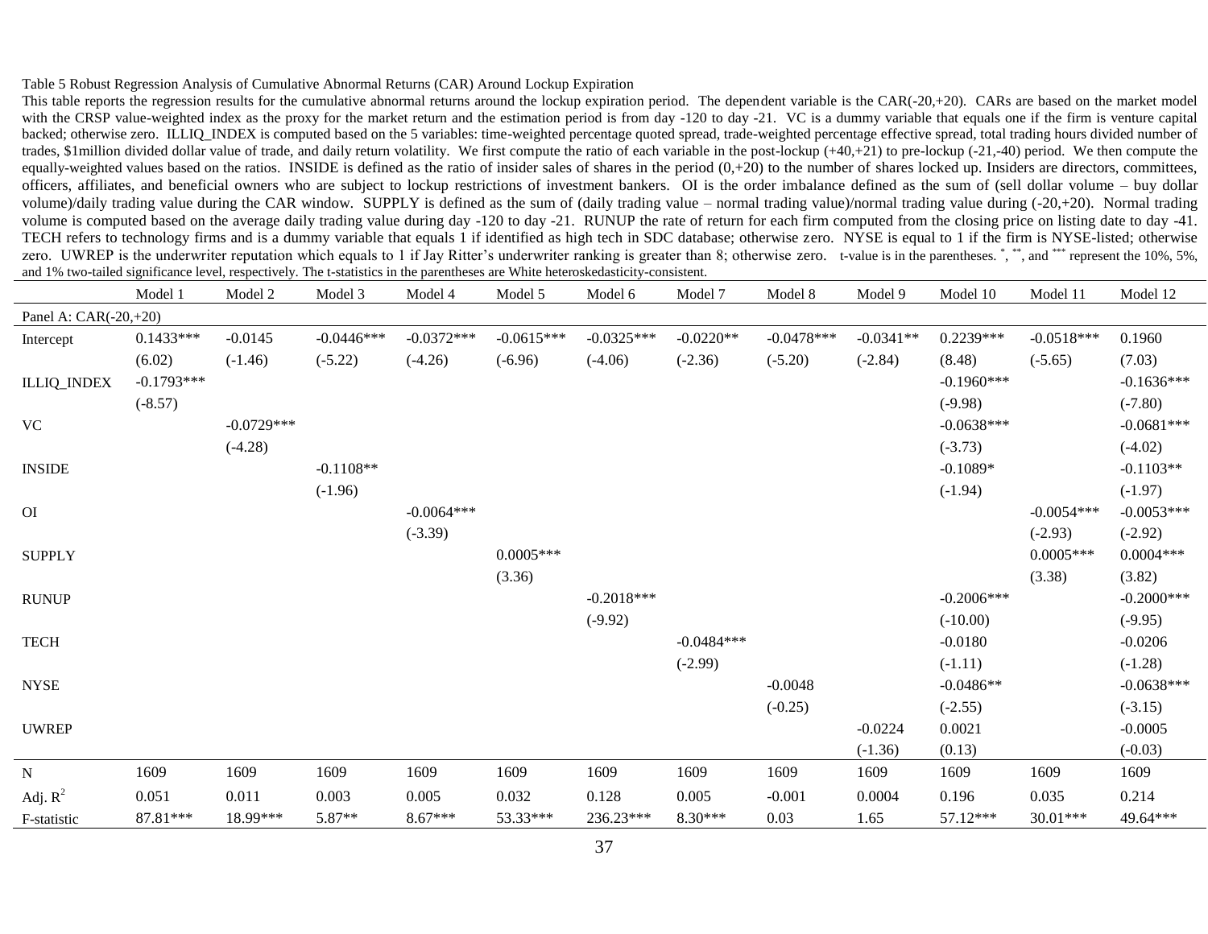Table 5 Robust Regression Analysis of Cumulative Abnormal Returns (CAR) Around Lockup Expiration

This table reports the regression results for the cumulative abnormal returns around the lockup expiration period. The dependent variable is the CAR(-20,+20). CARs are based on the market model with the CRSP value-weighted index as the proxy for the market return and the estimation period is from day -120 to day -21. VC is a dummy variable that equals one if the firm is venture capital backed; otherwise zero. ILLIQ_INDEX is computed based on the 5 variables: time-weighted percentage quoted spread, trade-weighted percentage effective spread, total trading hours divided number of trades, $1million divided dollar value of trade, and daily return volatility. We first compute the ratio of each variable in the post-lockup (+40,+21) to pre-lockup (-21,-40) period. We then compute the equally-weighted values based on the ratios. INSIDE is defined as the ratio of insider sales of shares in the period (0,+20) to the number of shares locked up. Insiders are directors, committees, officers, affiliates, and beneficial owners who are subject to lockup restrictions of investment bankers. OI is the order imbalance defined as the sum of (sell dollar volume – buy dollar volume)/daily trading value during the CAR window. SUPPLY is defined as the sum of (daily trading value – normal trading value)/normal trading value during (-20,+20). Normal trading volume is computed based on the average daily trading value during day -120 to day -21. RUNUP the rate of return for each firm computed from the closing price on listing date to day -41. TECH refers to technology firms and is a dummy variable that equals 1 if identified as high tech in SDC database; otherwise zero. NYSE is equal to 1 if the firm is NYSE-listed; otherwise zero. UWREP is the underwriter reputation which equals to 1 if Jay Ritter's underwriter ranking is greater than 8; otherwise zero. t-value is in the parentheses. *, **, and *** represent the 10%, 5%, and 1% two-tailed significance level, respectively. The t-statistics in the parentheses are White heteroskedasticity-consistent.

| | Model 1 | Model 2 | Model 3 | Model 4 | Model 5 | Model 6 | Model 7 | Model 8 | Model 9 | Model 10 | Model 11 | Model 12 |
|---|---|---|---|---|---|---|---|---|---|---|---|---|
| Panel A: CAR(-20,+20) | | | | | | | | | | | | |
| Intercept | 0.1433*** | -0.0145 | -0.0446*** | -0.0372*** | -0.0615*** | -0.0325*** | -0.0220** | -0.0478*** | -0.0341** | 0.2239*** | -0.0518*** | 0.1960 |
| | (6.02) | (-1.46) | (-5.22) | (-4.26) | (-6.96) | (-4.06) | (-2.36) | (-5.20) | (-2.84) | (8.48) | (-5.65) | (7.03) |
| ILLIQ_INDEX | -0.1793*** | | | | | | | | | -0.1960*** | | -0.1636*** |
| | (-8.57) | | | | | | | | | (-9.98) | | (-7.80) |
| VC | | -0.0729*** | | | | | | | | -0.0638*** | | -0.0681*** |
| | | (-4.28) | | | | | | | | (-3.73) | | (-4.02) |
| INSIDE | | | -0.1108** | | | | | | | -0.1089* | | -0.1103** |
| | | | (-1.96) | | | | | | | (-1.94) | | (-1.97) |
| OI | | | | -0.0064*** | | | | | | | -0.0054*** | -0.0053*** |
| | | | | (-3.39) | | | | | | | (-2.93) | (-2.92) |
| SUPPLY | | | | | 0.0005*** | | | | | | 0.0005*** | 0.0004*** |
| | | | | | (3.36) | | | | | | (3.38) | (3.82) |
| RUNUP | | | | | | -0.2018*** | | | | -0.2006*** | | -0.2000*** |
| | | | | | | (-9.92) | | | | (-10.00) | | (-9.95) |
| TECH | | | | | | | -0.0484*** | | | -0.0180 | | -0.0206 |
| | | | | | | | (-2.99) | | | (-1.11) | | (-1.28) |
| NYSE | | | | | | | | -0.0048 | | -0.0486** | | -0.0638*** |
| | | | | | | | | (-0.25) | | (-2.55) | | (-3.15) |
| UWREP | | | | | | | | | -0.0224 | 0.0021 | | -0.0005 |
| | | | | | | | | | (-1.36) | (0.13) | | (-0.03) |
| N | 1609 | 1609 | 1609 | 1609 | 1609 | 1609 | 1609 | 1609 | 1609 | 1609 | 1609 | 1609 |
| Adj. $R^2$ | 0.051 | 0.011 | 0.003 | 0.005 | 0.032 | 0.128 | 0.005 | -0.001 | 0.0004 | 0.196 | 0.035 | 0.214 |
| F-statistic | 87.81*** | 18.99*** | 5.87** | 8.67*** | 53.33*** | 236.23*** | 8.30*** | 0.03 | 1.65 | 57.12*** | 30.01*** | 49.64*** |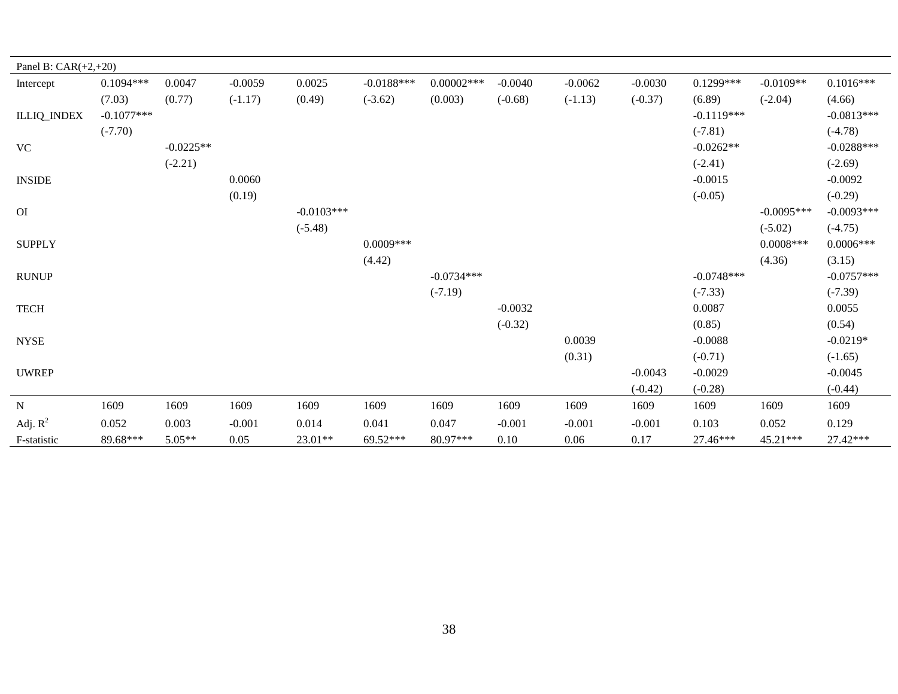| Panel B: CAR(+2,+20) | | | | | | | | | | | | |
|---|---|---|---|---|---|---|---|---|---|---|---|---|
| Intercept | 0.1094*** | 0.0047 | -0.0059 | 0.0025 | -0.0188*** | 0.00002*** | -0.0040 | -0.0062 | -0.0030 | 0.1299*** | -0.0109** | 0.1016*** |
| | (7.03) | (0.77) | (-1.17) | (0.49) | (-3.62) | (0.003) | (-0.68) | (-1.13) | (-0.37) | (6.89) | (-2.04) | (4.66) |
| ILLIQ_INDEX | -0.1077*** | | | | | | | | | -0.1119*** | | -0.0813*** |
| | (-7.70) | | | | | | | | | (-7.81) | | (-4.78) |
| VC | | -0.0225** | | | | | | | | -0.0262** | | -0.0288*** |
| | | (-2.21) | | | | | | | | (-2.41) | | (-2.69) |
| INSIDE | | | 0.0060 | | | | | | | -0.0015 | | -0.0092 |
| | | | (0.19) | | | | | | | (-0.05) | | (-0.29) |
| OI | | | | -0.0103*** | | | | | | | -0.0095*** | -0.0093*** |
| | | | | (-5.48) | | | | | | | (-5.02) | (-4.75) |
| SUPPLY | | | | | 0.0009*** | | | | | | 0.0008*** | 0.0006*** |
| | | | | | (4.42) | | | | | | (4.36) | (3.15) |
| RUNUP | | | | | | -0.0734*** | | | | -0.0748*** | | -0.0757*** |
| | | | | | | (-7.19) | | | | (-7.33) | | (-7.39) |
| TECH | | | | | | | -0.0032 | | | 0.0087 | | 0.0055 |
| | | | | | | | (-0.32) | | | (0.85) | | (0.54) |
| NYSE | | | | | | | | 0.0039 | | -0.0088 | | -0.0219* |
| | | | | | | | | (0.31) | | (-0.71) | | (-1.65) |
| UWREP | | | | | | | | | -0.0043 | -0.0029 | | -0.0045 |
| | | | | | | | | | (-0.42) | (-0.28) | | (-0.44) |
| N | 1609 | 1609 | 1609 | 1609 | 1609 | 1609 | 1609 | 1609 | 1609 | 1609 | 1609 | 1609 |
| Adj. $R^2$ | 0.052 | 0.003 | -0.001 | 0.014 | 0.041 | 0.047 | -0.001 | -0.001 | -0.001 | 0.103 | 0.052 | 0.129 |
| F-statistic | 89.68*** | 5.05** | 0.05 | 23.01** | 69.52*** | 80.97*** | 0.10 | 0.06 | 0.17 | 27.46*** | 45.21*** | 27.42*** |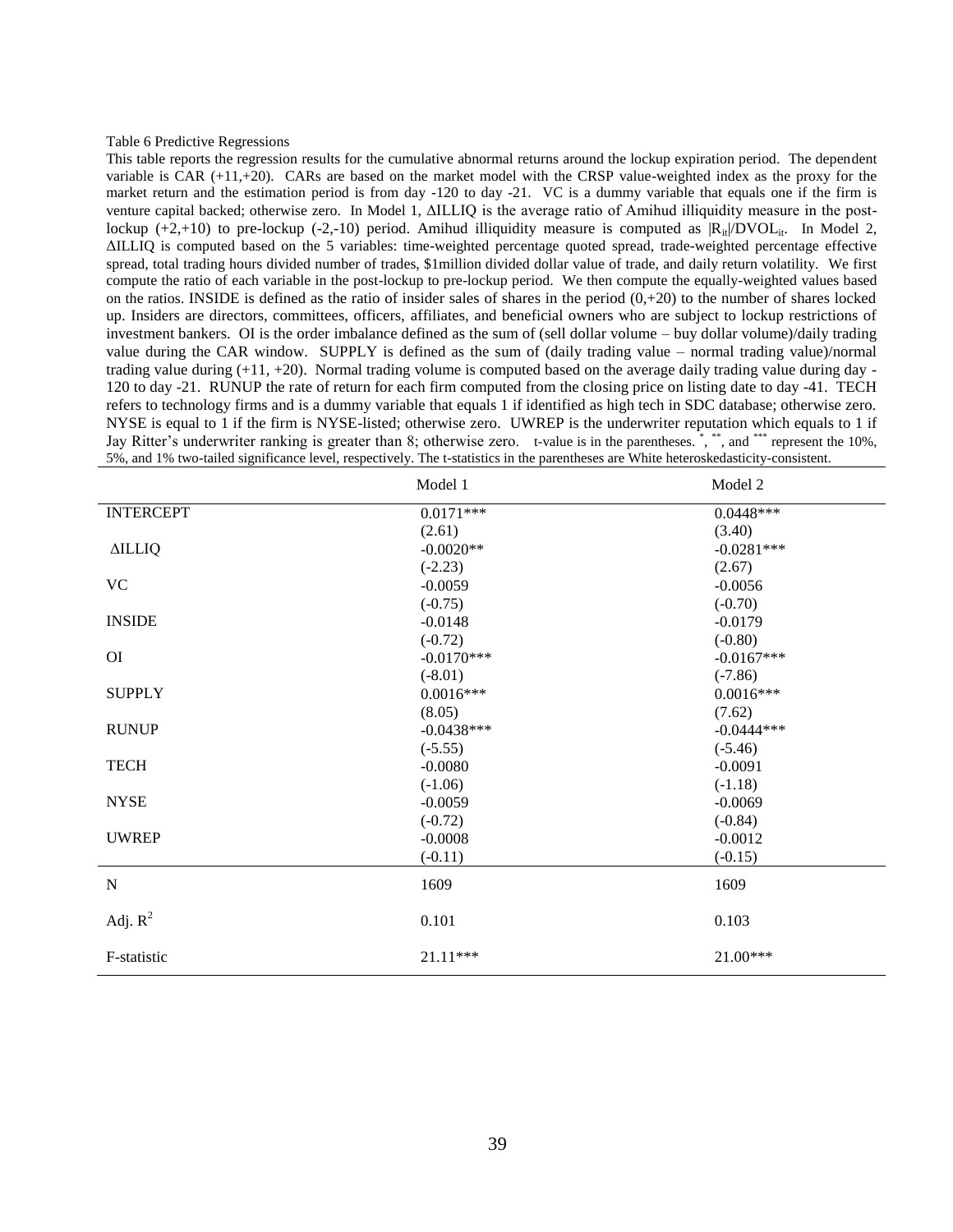Table 6 Predictive Regressions

This table reports the regression results for the cumulative abnormal returns around the lockup expiration period. The dependent variable is CAR (+11,+20). CARs are based on the market model with the CRSP value-weighted index as the proxy for the market return and the estimation period is from day -120 to day -21. VC is a dummy variable that equals one if the firm is venture capital backed; otherwise zero. In Model 1, ΔILLIQ is the average ratio of Amihud illiquidity measure in the post-lockup (+2,+10) to pre-lockup (-2,-10) period. Amihud illiquidity measure is computed as $|R_{it}|/DVOL_{it}$. In Model 2, ΔILLIQ is computed based on the 5 variables: time-weighted percentage quoted spread, trade-weighted percentage effective spread, total trading hours divided number of trades, \$1million divided dollar value of trade, and daily return volatility. We first compute the ratio of each variable in the post-lockup to pre-lockup period. We then compute the equally-weighted values based on the ratios. INSIDE is defined as the ratio of insider sales of shares in the period (0,+20) to the number of shares locked up. Insiders are directors, committees, officers, affiliates, and beneficial owners who are subject to lockup restrictions of investment bankers. OI is the order imbalance defined as the sum of (sell dollar volume – buy dollar volume)/daily trading value during the CAR window. SUPPLY is defined as the sum of (daily trading value – normal trading value)/normal trading value during (+11, +20). Normal trading volume is computed based on the average daily trading value during day -120 to day -21. RUNUP the rate of return for each firm computed from the closing price on listing date to day -41. TECH refers to technology firms and is a dummy variable that equals 1 if identified as high tech in SDC database; otherwise zero. NYSE is equal to 1 if the firm is NYSE-listed; otherwise zero. UWREP is the underwriter reputation which equals to 1 if Jay Ritter's underwriter ranking is greater than 8; otherwise zero. t-value is in the parentheses. *, **, and *** represent the 10%, 5%, and 1% two-tailed significance level, respectively. The t-statistics in the parentheses are White heteroskedasticity-consistent.

| | Model 1 | Model 2 |
|---|---|---|
| INTERCEPT | 0.0171*** | 0.0448*** |
| | (2.61) | (3.40) |
| ΔILLIQ | -0.0020** | -0.0281*** |
| | (-2.23) | (2.67) |
| VC | -0.0059 | -0.0056 |
| | (-0.75) | (-0.70) |
| INSIDE | -0.0148 | -0.0179 |
| | (-0.72) | (-0.80) |
| OI | -0.0170*** | -0.0167*** |
| | (-8.01) | (-7.86) |
| SUPPLY | 0.0016*** | 0.0016*** |
| | (8.05) | (7.62) |
| RUNUP | -0.0438*** | -0.0444*** |
| | (-5.55) | (-5.46) |
| TECH | -0.0080 | -0.0091 |
| | (-1.06) | (-1.18) |
| NYSE | -0.0059 | -0.0069 |
| | (-0.72) | (-0.84) |
| UWREP | -0.0008 | -0.0012 |
| | (-0.11) | (-0.15) |
| N | 1609 | 1609 |
| Adj. $R^2$ | 0.101 | 0.103 |
| F-statistic | 21.11*** | 21.00*** |